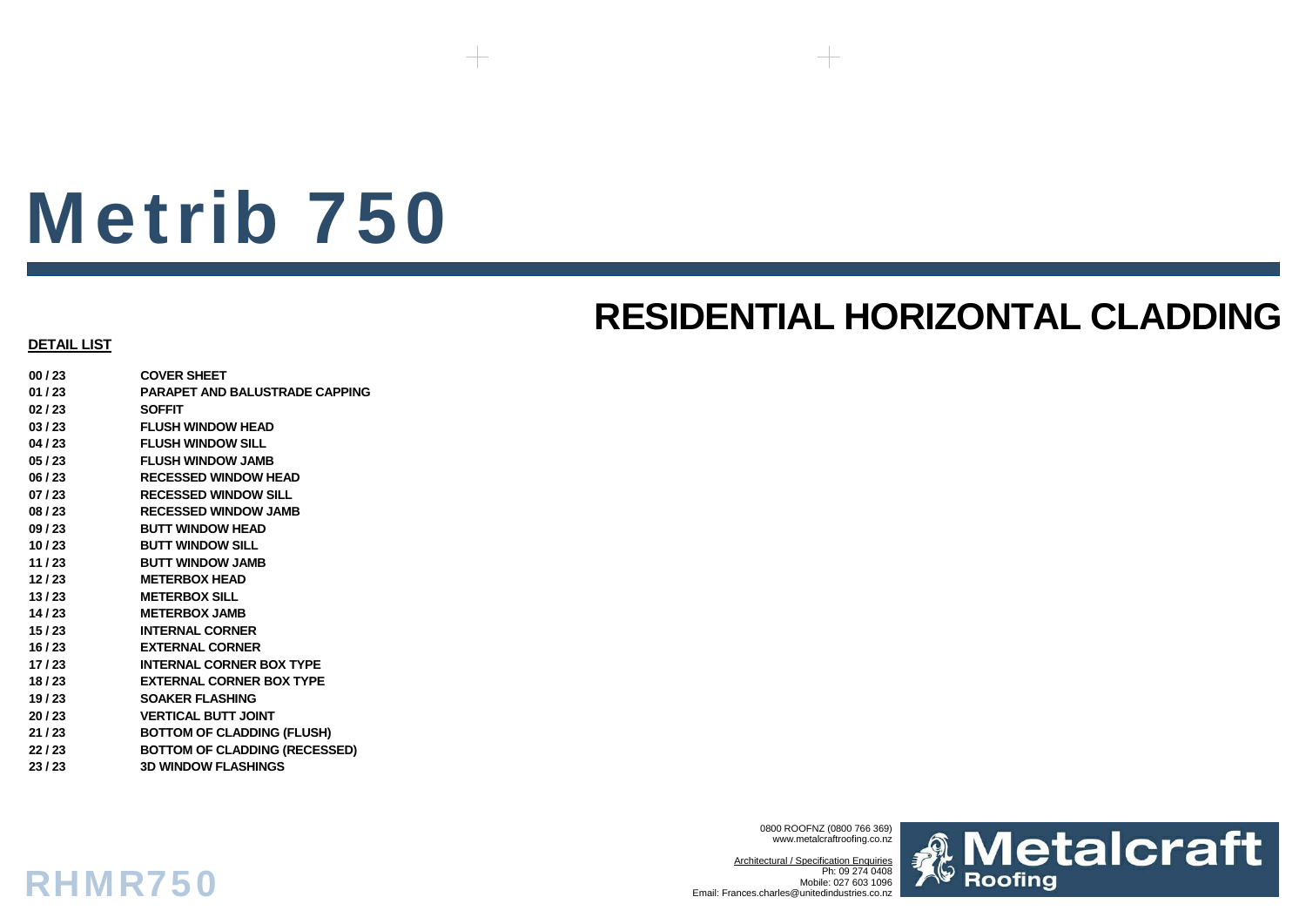# Metrib 750

## RESIDENTIAL HORIZONTAL CLADDING

**DETAIL LIST**

| | |
|---|---|
| **00 / 23** | **COVER SHEET** |
| **01 / 23** | **PARAPET AND BALUSTRADE CAPPING** |
| **02 / 23** | **SOFFIT** |
| **03 / 23** | **FLUSH WINDOW HEAD** |
| **04 / 23** | **FLUSH WINDOW SILL** |
| **05 / 23** | **FLUSH WINDOW JAMB** |
| **06 / 23** | **RECESSED WINDOW HEAD** |
| **07 / 23** | **RECESSED WINDOW SILL** |
| **08 / 23** | **RECESSED WINDOW JAMB** |
| **09 / 23** | **BUTT WINDOW HEAD** |
| **10 / 23** | **BUTT WINDOW SILL** |
| **11 / 23** | **BUTT WINDOW JAMB** |
| **12 / 23** | **METERBOX HEAD** |
| **13 / 23** | **METERBOX SILL** |
| **14 / 23** | **METERBOX JAMB** |
| **15 / 23** | **INTERNAL CORNER** |
| **16 / 23** | **EXTERNAL CORNER** |
| **17 / 23** | **INTERNAL CORNER BOX TYPE** |
| **18 / 23** | **EXTERNAL CORNER BOX TYPE** |
| **19 / 23** | **SOAKER FLASHING** |
| **20 / 23** | **VERTICAL BUTT JOINT** |
| **21 / 23** | **BOTTOM OF CLADDING (FLUSH)** |
| **22 / 23** | **BOTTOM OF CLADDING (RECESSED)** |
| **23 / 23** | **3D WINDOW FLASHINGS** |

0800 ROOFNZ (0800 766 369)
www.metalcraftroofing.co.nz

Architectural / Specification Enquiries
Ph: 09 274 0408
Mobile: 027 603 1096
Email: Frances.charles@unitedindustries.co.nz

Metalcraft Roofing

RHMR750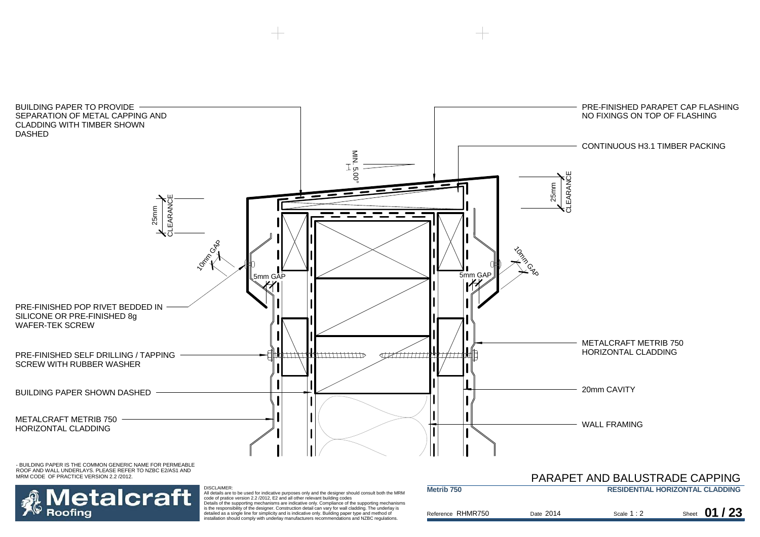# PARAPET AND BALUSTRADE CAPPING

BUILDING PAPER TO PROVIDE SEPARATION OF METAL CAPPING AND CLADDING WITH TIMBER SHOWN DASHED

PRE-FINISHED PARAPET CAP FLASHING NO FIXINGS ON TOP OF FLASHING

CONTINUOUS H3.1 TIMBER PACKING

MIN. 5.00°

25mm CLEARANCE

25mm CLEARANCE

10mm GAP

10mm GAP

5mm GAP

5mm GAP

PRE-FINISHED POP RIVET BEDDED IN SILICONE OR PRE-FINISHED 8g WAFER-TEK SCREW

METALCRAFT METRIB 750 HORIZONTAL CLADDING

PRE-FINISHED SELF DRILLING / TAPPING SCREW WITH RUBBER WASHER

BUILDING PAPER SHOWN DASHED

20mm CAVITY

METALCRAFT METRIB 750 HORIZONTAL CLADDING

WALL FRAMING

- BUILDING PAPER IS THE COMMON GENERIC NAME FOR PERMEABLE ROOF AND WALL UNDERLAYS. PLEASE REFER TO NZBC E2/AS1 AND MRM CODE OF PRACTICE VERSION 2.2 /2012.

Metalcraft Roofing

DISCLAIMER:
All details are to be used for indicative purposes only and the designer should consult both the MRM code of pratice version 2.2 /2012, E2 and all other relevant building codes
Details of the supporting mechanisms are indicative only. Compliance of the supporting mechanisms is the responsibility of the designer. Construction detail can vary for wall cladding. The underlay is detailed as a single line for simplicity and is indicative only. Building paper type and method of installation should comply with underlay manufacturers recommendations and NZBC regulations.

**Metrib 750** | **RESIDENTIAL HORIZONTAL CLADDING**

Reference RHMR750 | Date 2014 | Scale 1 : 2 | Sheet **01 / 23**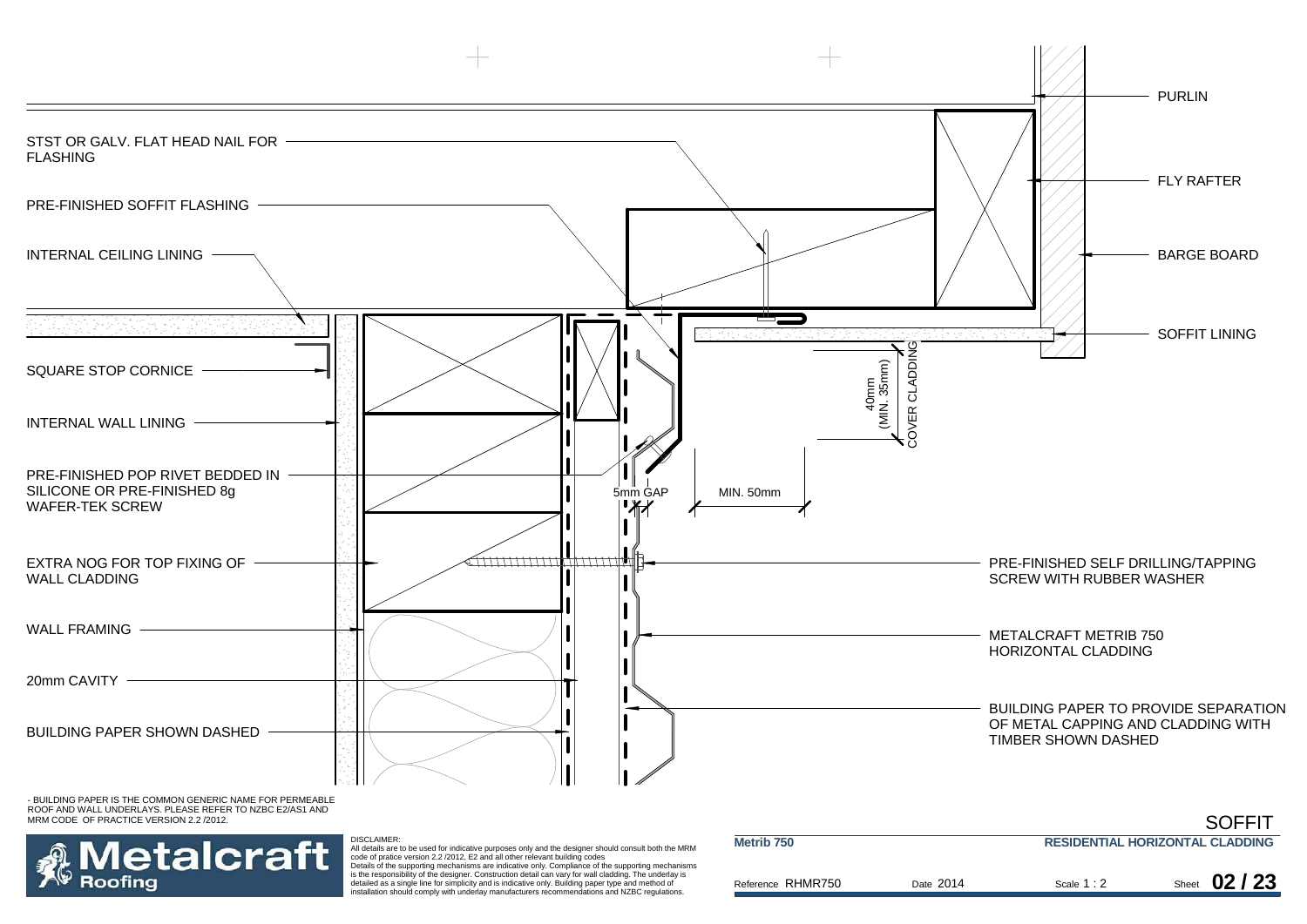STST OR GALV. FLAT HEAD NAIL FOR FLASHING

PRE-FINISHED SOFFIT FLASHING

INTERNAL CEILING LINING

SQUARE STOP CORNICE

INTERNAL WALL LINING

PRE-FINISHED POP RIVET BEDDED IN SILICONE OR PRE-FINISHED 8g WAFER-TEK SCREW

EXTRA NOG FOR TOP FIXING OF WALL CLADDING

WALL FRAMING

20mm CAVITY

BUILDING PAPER SHOWN DASHED

PURLIN

FLY RAFTER

BARGE BOARD

SOFFIT LINING

40mm (MIN. 35mm) COVER CLADDING

5mm GAP

MIN. 50mm

PRE-FINISHED SELF DRILLING/TAPPING SCREW WITH RUBBER WASHER

METALCRAFT METRIB 750 HORIZONTAL CLADDING

BUILDING PAPER TO PROVIDE SEPARATION OF METAL CAPPING AND CLADDING WITH TIMBER SHOWN DASHED

- BUILDING PAPER IS THE COMMON GENERIC NAME FOR PERMEABLE ROOF AND WALL UNDERLAYS. PLEASE REFER TO NZBC E2/AS1 AND MRM CODE OF PRACTICE VERSION 2.2 /2012.

DISCLAIMER:
All details are to be used for indicative purposes only and the designer should consult both the MRM code of pratice version 2.2 /2012, E2 and all other relevant building codes
Details of the supporting mechanisms are indicative only. Compliance of the supporting mechanisms is the responsibility of the designer. Construction detail can vary for wall cladding. The underlay is detailed as a single line for simplicity and is indicative only. Building paper type and method of installation should comply with underlay manufacturers recommendations and NZBC regulations.

## SOFFIT

**Metrib 750** — **RESIDENTIAL HORIZONTAL CLADDING**

Reference RHMR750 | Date 2014 | Scale 1 : 2 | Sheet **02 / 23**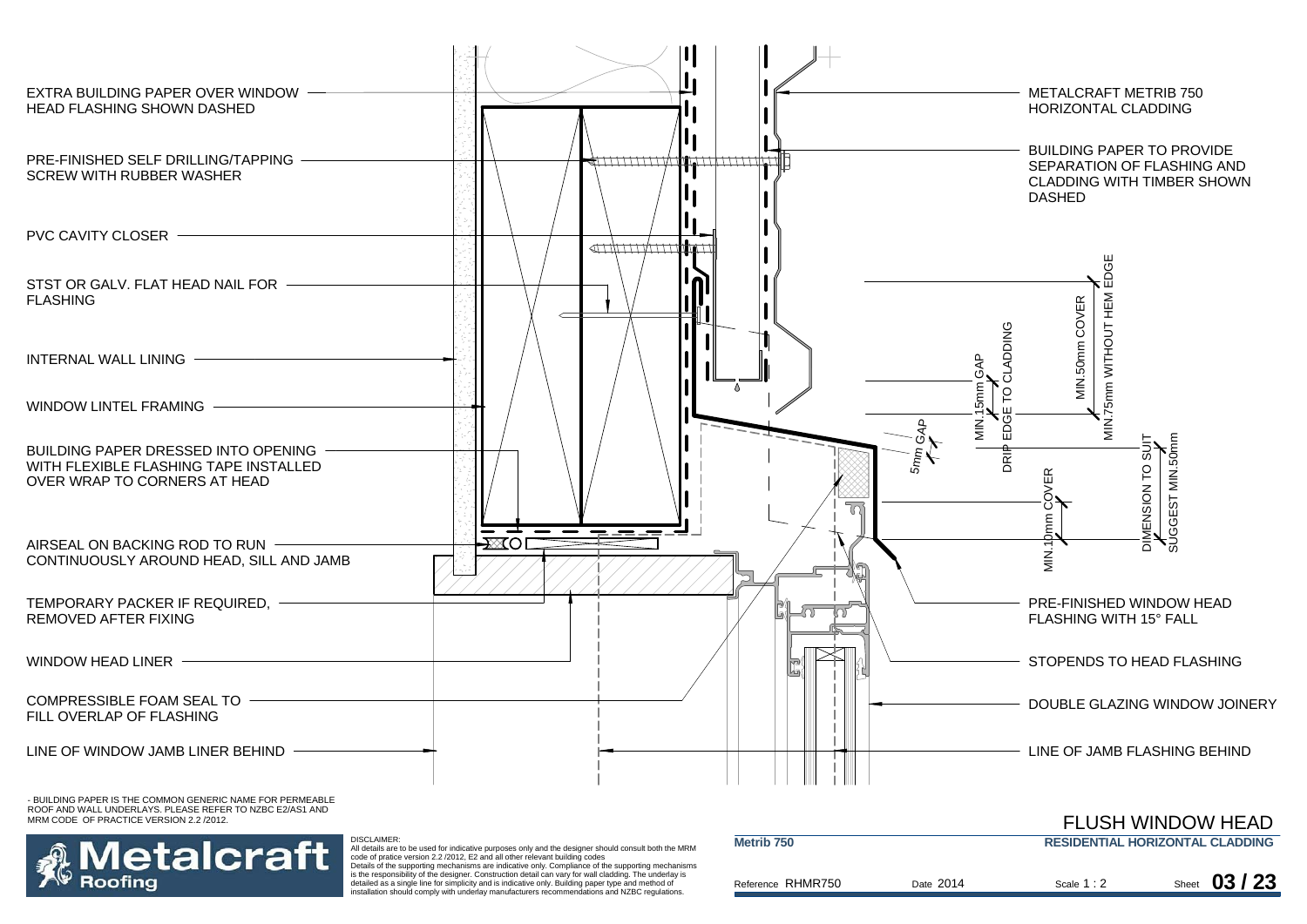EXTRA BUILDING PAPER OVER WINDOW HEAD FLASHING SHOWN DASHED

PRE-FINISHED SELF DRILLING/TAPPING SCREW WITH RUBBER WASHER

PVC CAVITY CLOSER

STST OR GALV. FLAT HEAD NAIL FOR FLASHING

INTERNAL WALL LINING

WINDOW LINTEL FRAMING

BUILDING PAPER DRESSED INTO OPENING WITH FLEXIBLE FLASHING TAPE INSTALLED OVER WRAP TO CORNERS AT HEAD

AIRSEAL ON BACKING ROD TO RUN CONTINUOUSLY AROUND HEAD, SILL AND JAMB

TEMPORARY PACKER IF REQUIRED, REMOVED AFTER FIXING

WINDOW HEAD LINER

COMPRESSIBLE FOAM SEAL TO FILL OVERLAP OF FLASHING

LINE OF WINDOW JAMB LINER BEHIND

METALCRAFT METRIB 750 HORIZONTAL CLADDING

BUILDING PAPER TO PROVIDE SEPARATION OF FLASHING AND CLADDING WITH TIMBER SHOWN DASHED

MIN.75mm WITHOUT HEM EDGE

MIN.50mm COVER

DRIP EDGE TO CLADDING

MIN.15mm GAP

5mm GAP

DIMENSION TO SUIT SUGGEST MIN.50mm

MIN.10mm COVER

PRE-FINISHED WINDOW HEAD FLASHING WITH 15° FALL

STOPENDS TO HEAD FLASHING

DOUBLE GLAZING WINDOW JOINERY

LINE OF JAMB FLASHING BEHIND

- BUILDING PAPER IS THE COMMON GENERIC NAME FOR PERMEABLE ROOF AND WALL UNDERLAYS. PLEASE REFER TO NZBC E2/AS1 AND MRM CODE OF PRACTICE VERSION 2.2 /2012.

Metalcraft Roofing

DISCLAIMER:
All details are to be used for indicative purposes only and the designer should consult both the MRM code of pratice version 2.2 /2012, E2 and all other relevant building codes
Details of the supporting mechanisms are indicative only. Compliance of the supporting mechanisms is the responsibility of the designer. Construction detail can vary for wall cladding. The underlay is detailed as a single line for simplicity and is indicative only. Building paper type and method of installation should comply with underlay manufacturers recommendations and NZBC regulations.

# FLUSH WINDOW HEAD

**Metrib 750** — **RESIDENTIAL HORIZONTAL CLADDING**

Reference RHMR750 | Date 2014 | Scale 1 : 2 | Sheet **03 / 23**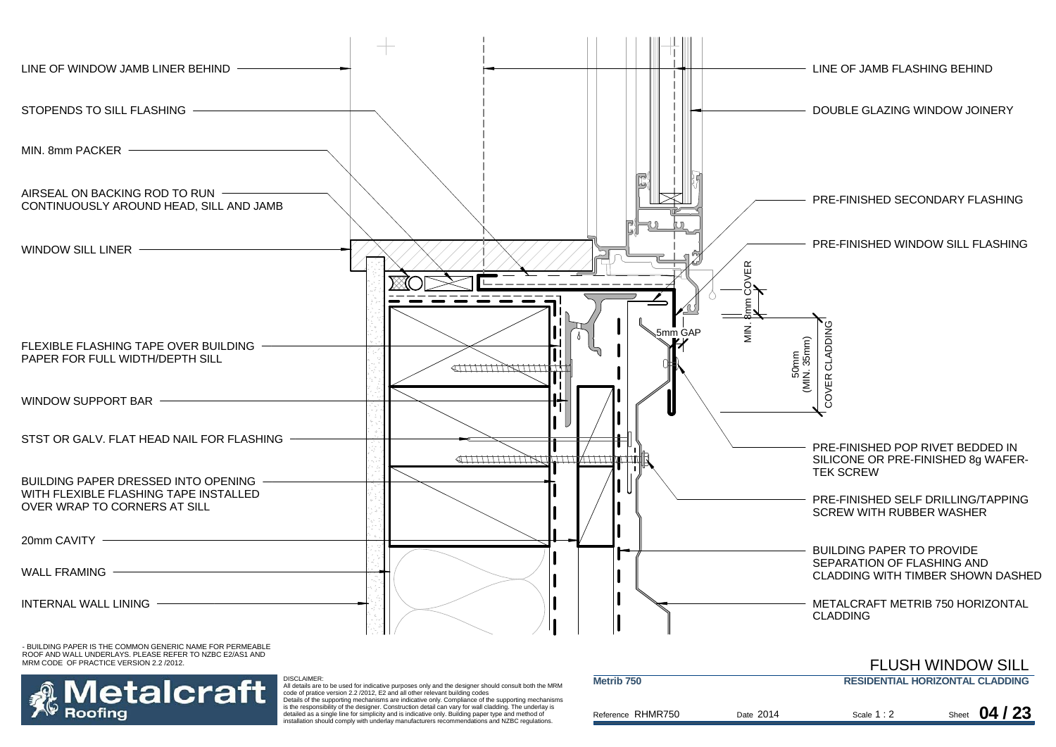LINE OF WINDOW JAMB LINER BEHIND

STOPENDS TO SILL FLASHING

MIN. 8mm PACKER

AIRSEAL ON BACKING ROD TO RUN CONTINUOUSLY AROUND HEAD, SILL AND JAMB

WINDOW SILL LINER

FLEXIBLE FLASHING TAPE OVER BUILDING PAPER FOR FULL WIDTH/DEPTH SILL

WINDOW SUPPORT BAR

STST OR GALV. FLAT HEAD NAIL FOR FLASHING

BUILDING PAPER DRESSED INTO OPENING WITH FLEXIBLE FLASHING TAPE INSTALLED OVER WRAP TO CORNERS AT SILL

20mm CAVITY

WALL FRAMING

INTERNAL WALL LINING

LINE OF JAMB FLASHING BEHIND

DOUBLE GLAZING WINDOW JOINERY

PRE-FINISHED SECONDARY FLASHING

PRE-FINISHED WINDOW SILL FLASHING

MIN. 8mm COVER

5mm GAP

50mm (MIN. 35mm) COVER CLADDING

PRE-FINISHED POP RIVET BEDDED IN SILICONE OR PRE-FINISHED 8g WAFER-TEK SCREW

PRE-FINISHED SELF DRILLING/TAPPING SCREW WITH RUBBER WASHER

BUILDING PAPER TO PROVIDE SEPARATION OF FLASHING AND CLADDING WITH TIMBER SHOWN DASHED

METALCRAFT METRIB 750 HORIZONTAL CLADDING

- BUILDING PAPER IS THE COMMON GENERIC NAME FOR PERMEABLE ROOF AND WALL UNDERLAYS. PLEASE REFER TO NZBC E2/AS1 AND MRM CODE OF PRACTICE VERSION 2.2 /2012.

# FLUSH WINDOW SILL

Metalcraft Roofing

DISCLAIMER:
All details are to be used for indicative purposes only and the designer should consult both the MRM code of pratice version 2.2 /2012, E2 and all other relevant building codes
Details of the supporting mechanisms are indicative only. Compliance of the supporting mechanisms is the responsibility of the designer. Construction detail can vary for wall cladding. The underlay is detailed as a single line for simplicity and is indicative only. Building paper type and method of installation should comply with underlay manufacturers recommendations and NZBC regulations.

**Metrib 750** — **RESIDENTIAL HORIZONTAL CLADDING**

Reference RHMR750 | Date 2014 | Scale 1 : 2 | Sheet **04 / 23**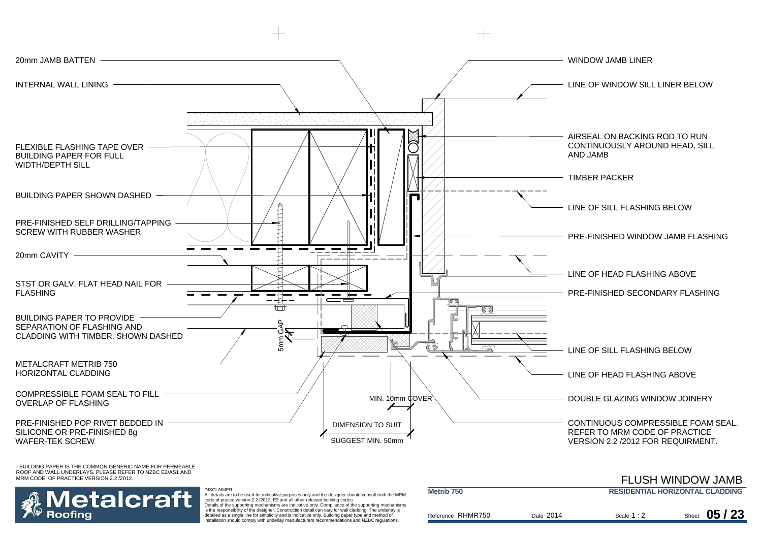20mm JAMB BATTEN

INTERNAL WALL LINING

FLEXIBLE FLASHING TAPE OVER BUILDING PAPER FOR FULL WIDTH/DEPTH SILL

BUILDING PAPER SHOWN DASHED

PRE-FINISHED SELF DRILLING/TAPPING SCREW WITH RUBBER WASHER

20mm CAVITY

STST OR GALV. FLAT HEAD NAIL FOR FLASHING

BUILDING PAPER TO PROVIDE SEPARATION OF FLASHING AND CLADDING WITH TIMBER. SHOWN DASHED

METALCRAFT METRIB 750 HORIZONTAL CLADDING

COMPRESSIBLE FOAM SEAL TO FILL OVERLAP OF FLASHING

PRE-FINISHED POP RIVET BEDDED IN SILICONE OR PRE-FINISHED 8g WAFER-TEK SCREW

5mm GAP

MIN. 10mm COVER

DIMENSION TO SUIT

SUGGEST MIN. 50mm

WINDOW JAMB LINER

LINE OF WINDOW SILL LINER BELOW

AIRSEAL ON BACKING ROD TO RUN CONTINUOUSLY AROUND HEAD, SILL AND JAMB

TIMBER PACKER

LINE OF SILL FLASHING BELOW

PRE-FINISHED WINDOW JAMB FLASHING

LINE OF HEAD FLASHING ABOVE

PRE-FINISHED SECONDARY FLASHING

LINE OF SILL FLASHING BELOW

LINE OF HEAD FLASHING ABOVE

DOUBLE GLAZING WINDOW JOINERY

CONTINUOUS COMPRESSIBLE FOAM SEAL. REFER TO MRM CODE OF PRACTICE VERSION 2.2 /2012 FOR REQUIRMENT.

- BUILDING PAPER IS THE COMMON GENERIC NAME FOR PERMEABLE ROOF AND WALL UNDERLAYS. PLEASE REFER TO NZBC E2/AS1 AND MRM CODE OF PRACTICE VERSION 2.2 /2012.

# FLUSH WINDOW JAMB

Metalcraft Roofing

DISCLAIMER:
All details are to be used for indicative purposes only and the designer should consult both the MRM code of pratice version 2.2 /2012, E2 and all other relevant building codes
Details of the supporting mechanisms are indicative only. Compliance of the supporting mechanisms is the responsibility of the designer. Construction detail can vary for wall cladding. The underlay is detailed as a single line for simplicity and is indicative only. Building paper type and method of installation should comply with underlay manufacturers recommendations and NZBC regulations.

**Metrib 750** | **RESIDENTIAL HORIZONTAL CLADDING**

Reference RHMR750 | Date 2014 | Scale 1 : 2 | Sheet **05 / 23**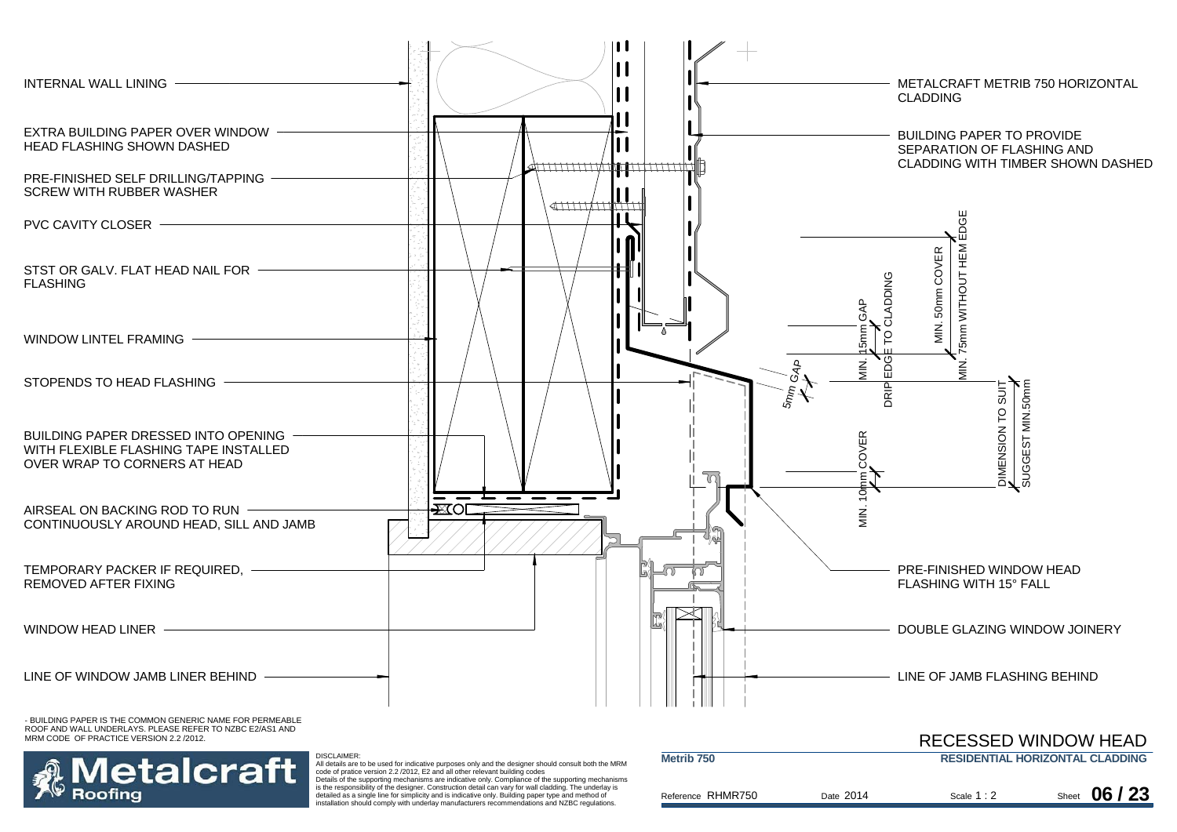INTERNAL WALL LINING

EXTRA BUILDING PAPER OVER WINDOW HEAD FLASHING SHOWN DASHED

PRE-FINISHED SELF DRILLING/TAPPING SCREW WITH RUBBER WASHER

PVC CAVITY CLOSER

STST OR GALV. FLAT HEAD NAIL FOR FLASHING

WINDOW LINTEL FRAMING

STOPENDS TO HEAD FLASHING

BUILDING PAPER DRESSED INTO OPENING WITH FLEXIBLE FLASHING TAPE INSTALLED OVER WRAP TO CORNERS AT HEAD

AIRSEAL ON BACKING ROD TO RUN CONTINUOUSLY AROUND HEAD, SILL AND JAMB

TEMPORARY PACKER IF REQUIRED, REMOVED AFTER FIXING

WINDOW HEAD LINER

LINE OF WINDOW JAMB LINER BEHIND

METALCRAFT METRIB 750 HORIZONTAL CLADDING

BUILDING PAPER TO PROVIDE SEPARATION OF FLASHING AND CLADDING WITH TIMBER SHOWN DASHED

MIN. 75mm WITHOUT HEM EDGE

MIN. 50mm COVER

DRIP EDGE TO CLADDING

MIN. 15mm GAP

5mm GAP

DIMENSION TO SUIT

SUGGEST MIN.50mm

MIN. 10mm COVER

PRE-FINISHED WINDOW HEAD FLASHING WITH 15° FALL

DOUBLE GLAZING WINDOW JOINERY

LINE OF JAMB FLASHING BEHIND

- BUILDING PAPER IS THE COMMON GENERIC NAME FOR PERMEABLE ROOF AND WALL UNDERLAYS. PLEASE REFER TO NZBC E2/AS1 AND MRM CODE OF PRACTICE VERSION 2.2 /2012.

# RECESSED WINDOW HEAD

**Metalcraft Roofing**

DISCLAIMER:
All details are to be used for indicative purposes only and the designer should consult both the MRM code of pratice version 2.2 /2012, E2 and all other relevant building codes
Details of the supporting mechanisms are indicative only. Compliance of the supporting mechanisms is the responsibility of the designer. Construction detail can vary for wall cladding. The underlay is detailed as a single line for simplicity and is indicative only. Building paper type and method of installation should comply with underlay manufacturers recommendations and NZBC regulations.

**Metrib 750** | **RESIDENTIAL HORIZONTAL CLADDING**

Reference RHMR750 | Date 2014 | Scale 1 : 2 | Sheet **06 / 23**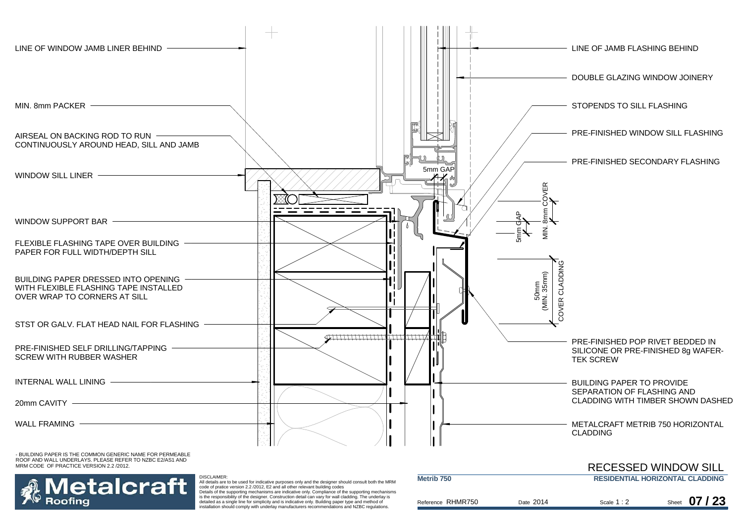# RECESSED WINDOW SILL

LINE OF WINDOW JAMB LINER BEHIND

MIN. 8mm PACKER

AIRSEAL ON BACKING ROD TO RUN CONTINUOUSLY AROUND HEAD, SILL AND JAMB

WINDOW SILL LINER

WINDOW SUPPORT BAR

FLEXIBLE FLASHING TAPE OVER BUILDING PAPER FOR FULL WIDTH/DEPTH SILL

BUILDING PAPER DRESSED INTO OPENING WITH FLEXIBLE FLASHING TAPE INSTALLED OVER WRAP TO CORNERS AT SILL

STST OR GALV. FLAT HEAD NAIL FOR FLASHING

PRE-FINISHED SELF DRILLING/TAPPING SCREW WITH RUBBER WASHER

INTERNAL WALL LINING

20mm CAVITY

WALL FRAMING

LINE OF JAMB FLASHING BEHIND

DOUBLE GLAZING WINDOW JOINERY

STOPENDS TO SILL FLASHING

PRE-FINISHED WINDOW SILL FLASHING

PRE-FINISHED SECONDARY FLASHING

5mm GAP

MIN. 8mm COVER

5mm GAP

50mm (MIN. 35mm) COVER CLADDING

PRE-FINISHED POP RIVET BEDDED IN SILICONE OR PRE-FINISHED 8g WAFER-TEK SCREW

BUILDING PAPER TO PROVIDE SEPARATION OF FLASHING AND CLADDING WITH TIMBER SHOWN DASHED

METALCRAFT METRIB 750 HORIZONTAL CLADDING

- BUILDING PAPER IS THE COMMON GENERIC NAME FOR PERMEABLE ROOF AND WALL UNDERLAYS. PLEASE REFER TO NZBC E2/AS1 AND MRM CODE OF PRACTICE VERSION 2.2 /2012.

**Metalcraft Roofing**

DISCLAIMER:
All details are to be used for indicative purposes only and the designer should consult both the MRM code of pratice version 2.2 /2012, E2 and all other relevant building codes
Details of the supporting mechanisms are indicative only. Compliance of the supporting mechanisms is the responsibility of the designer. Construction detail can vary for wall cladding. The underlay is detailed as a single line for simplicity and is indicative only. Building paper type and method of installation should comply with underlay manufacturers recommendations and NZBC regulations.

**Metrib 750** | **RESIDENTIAL HORIZONTAL CLADDING**

Reference RHMR750 | Date 2014 | Scale 1 : 2 | Sheet **07 / 23**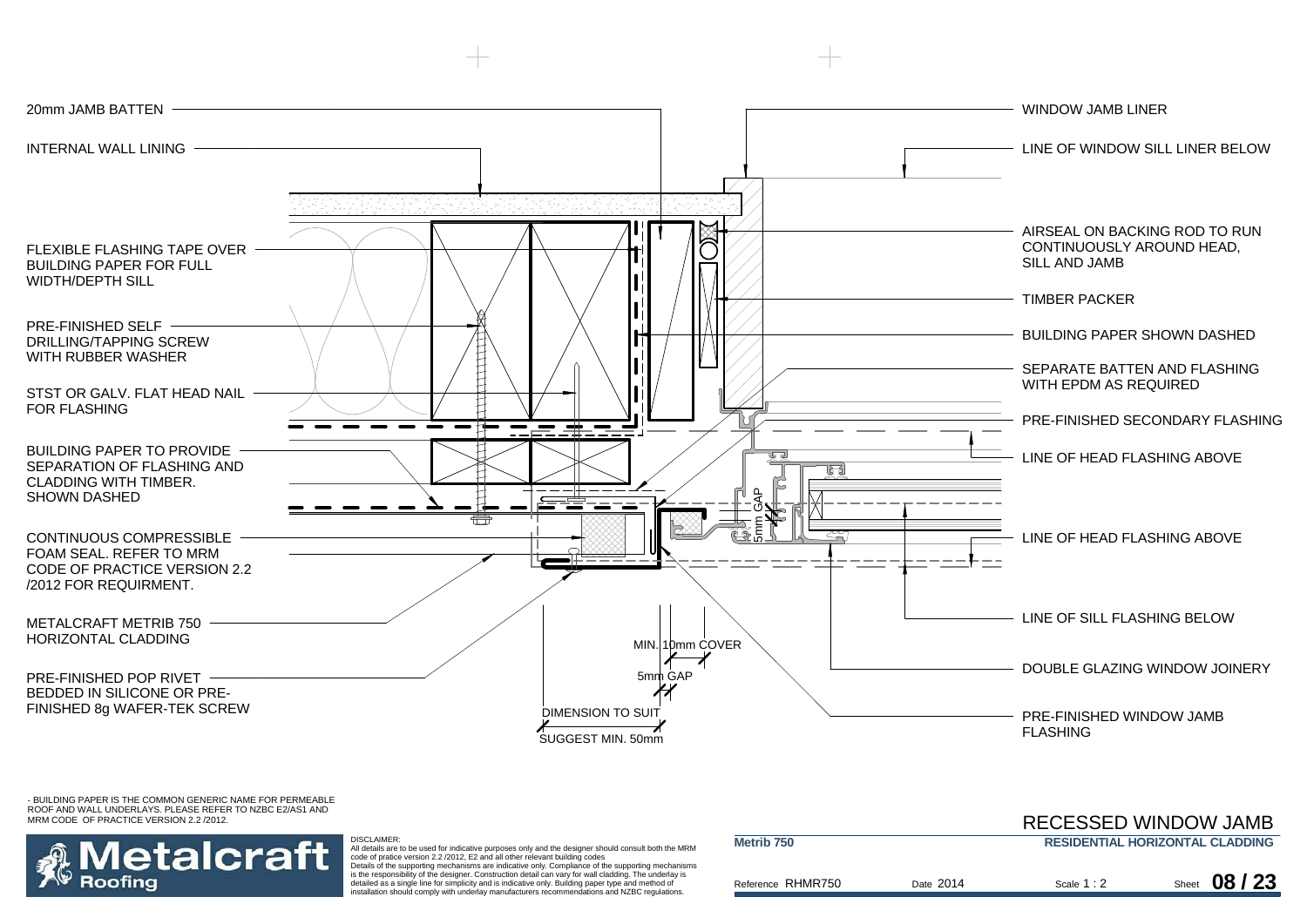20mm JAMB BATTEN

INTERNAL WALL LINING

FLEXIBLE FLASHING TAPE OVER BUILDING PAPER FOR FULL WIDTH/DEPTH SILL

PRE-FINISHED SELF DRILLING/TAPPING SCREW WITH RUBBER WASHER

STST OR GALV. FLAT HEAD NAIL FOR FLASHING

BUILDING PAPER TO PROVIDE SEPARATION OF FLASHING AND CLADDING WITH TIMBER. SHOWN DASHED

CONTINUOUS COMPRESSIBLE FOAM SEAL. REFER TO MRM CODE OF PRACTICE VERSION 2.2 /2012 FOR REQUIRMENT.

METALCRAFT METRIB 750 HORIZONTAL CLADDING

PRE-FINISHED POP RIVET BEDDED IN SILICONE OR PRE-FINISHED 8g WAFER-TEK SCREW

WINDOW JAMB LINER

LINE OF WINDOW SILL LINER BELOW

AIRSEAL ON BACKING ROD TO RUN CONTINUOUSLY AROUND HEAD, SILL AND JAMB

TIMBER PACKER

BUILDING PAPER SHOWN DASHED

SEPARATE BATTEN AND FLASHING WITH EPDM AS REQUIRED

PRE-FINISHED SECONDARY FLASHING

LINE OF HEAD FLASHING ABOVE

5mm GAP

LINE OF HEAD FLASHING ABOVE

LINE OF SILL FLASHING BELOW

DOUBLE GLAZING WINDOW JOINERY

PRE-FINISHED WINDOW JAMB FLASHING

MIN. 10mm COVER

5mm GAP

DIMENSION TO SUIT

SUGGEST MIN. 50mm

- BUILDING PAPER IS THE COMMON GENERIC NAME FOR PERMEABLE ROOF AND WALL UNDERLAYS. PLEASE REFER TO NZBC E2/AS1 AND MRM CODE OF PRACTICE VERSION 2.2 /2012.

Metalcraft Roofing

DISCLAIMER:
All details are to be used for indicative purposes only and the designer should consult both the MRM code of pratice version 2.2 /2012, E2 and all other relevant building codes
Details of the supporting mechanisms are indicative only. Compliance of the supporting mechanisms is the responsibility of the designer. Construction detail can vary for wall cladding. The underlay is detailed as a single line for simplicity and is indicative only. Building paper type and method of installation should comply with underlay manufacturers recommendations and NZBC regulations.

# RECESSED WINDOW JAMB

**Metrib 750** | **RESIDENTIAL HORIZONTAL CLADDING**

Reference RHMR750 | Date 2014 | Scale 1 : 2 | Sheet **08 / 23**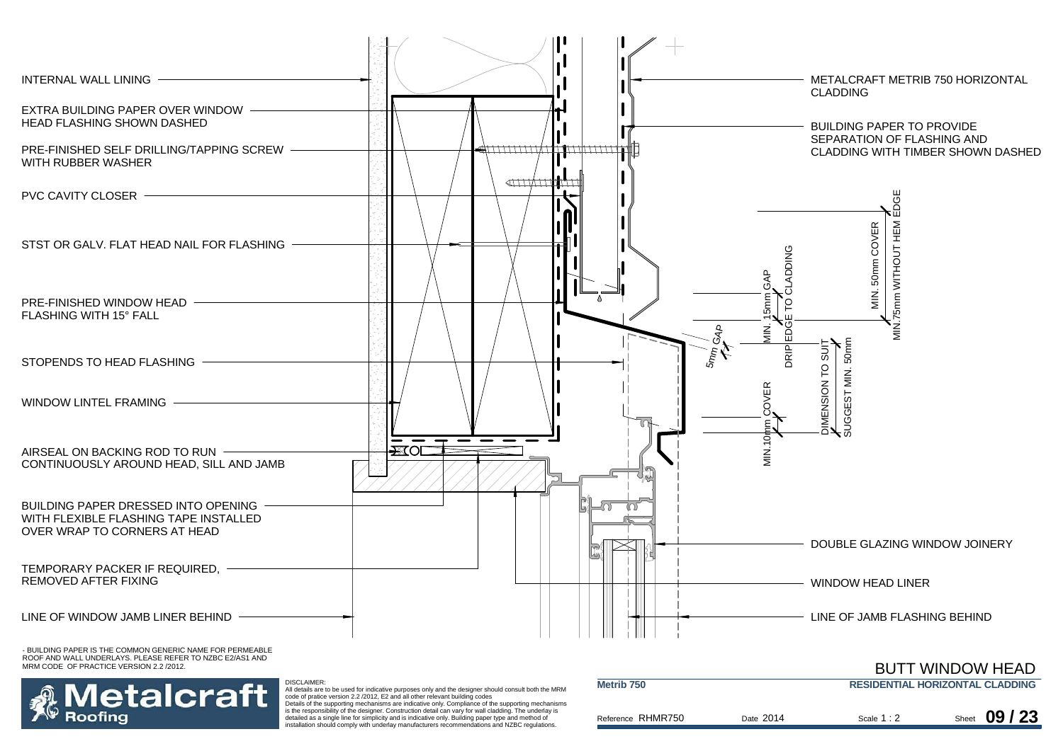INTERNAL WALL LINING

EXTRA BUILDING PAPER OVER WINDOW HEAD FLASHING SHOWN DASHED

PRE-FINISHED SELF DRILLING/TAPPING SCREW WITH RUBBER WASHER

PVC CAVITY CLOSER

STST OR GALV. FLAT HEAD NAIL FOR FLASHING

PRE-FINISHED WINDOW HEAD FLASHING WITH 15° FALL

STOPENDS TO HEAD FLASHING

WINDOW LINTEL FRAMING

AIRSEAL ON BACKING ROD TO RUN CONTINUOUSLY AROUND HEAD, SILL AND JAMB

BUILDING PAPER DRESSED INTO OPENING WITH FLEXIBLE FLASHING TAPE INSTALLED OVER WRAP TO CORNERS AT HEAD

TEMPORARY PACKER IF REQUIRED, REMOVED AFTER FIXING

LINE OF WINDOW JAMB LINER BEHIND

METALCRAFT METRIB 750 HORIZONTAL CLADDING

BUILDING PAPER TO PROVIDE SEPARATION OF FLASHING AND CLADDING WITH TIMBER SHOWN DASHED

MIN. 50mm COVER

MIN. 75mm WITHOUT HEM EDGE

MIN. 15mm GAP

DRIP EDGE TO CLADDING

5mm GAP

DIMENSION TO SUIT

SUGGEST MIN. 50mm

MIN. 10mm COVER

DOUBLE GLAZING WINDOW JOINERY

WINDOW HEAD LINER

LINE OF JAMB FLASHING BEHIND

- BUILDING PAPER IS THE COMMON GENERIC NAME FOR PERMEABLE ROOF AND WALL UNDERLAYS. PLEASE REFER TO NZBC E2/AS1 AND MRM CODE OF PRACTICE VERSION 2.2 /2012.

# BUTT WINDOW HEAD

**Metalcraft Roofing**

DISCLAIMER:
All details are to be used for indicative purposes only and the designer should consult both the MRM code of pratice version 2.2 /2012, E2 and all other relevant building codes
Details of the supporting mechanisms are indicative only. Compliance of the supporting mechanisms is the responsibility of the designer. Construction detail can vary for wall cladding. The underlay is detailed as a single line for simplicity and is indicative only. Building paper type and method of installation should comply with underlay manufacturers recommendations and NZBC regulations.

**Metrib 750** — **RESIDENTIAL HORIZONTAL CLADDING**

Reference RHMR750 | Date 2014 | Scale 1 : 2 | Sheet **09 / 23**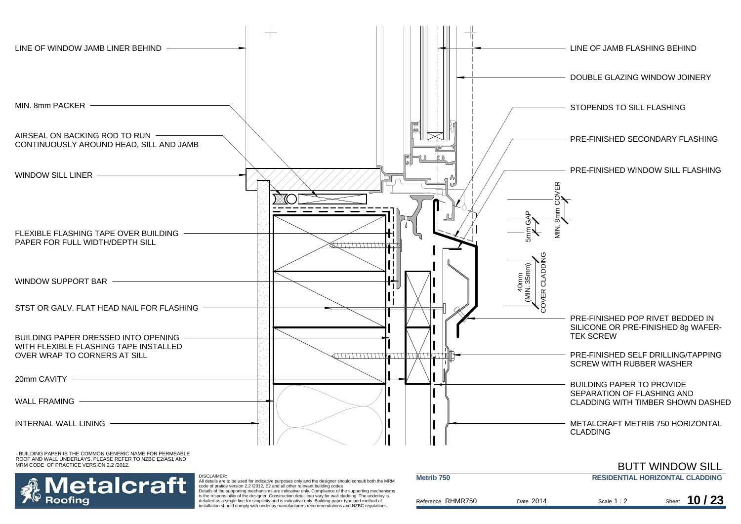LINE OF WINDOW JAMB LINER BEHIND

MIN. 8mm PACKER

AIRSEAL ON BACKING ROD TO RUN CONTINUOUSLY AROUND HEAD, SILL AND JAMB

WINDOW SILL LINER

FLEXIBLE FLASHING TAPE OVER BUILDING PAPER FOR FULL WIDTH/DEPTH SILL

WINDOW SUPPORT BAR

STST OR GALV. FLAT HEAD NAIL FOR FLASHING

BUILDING PAPER DRESSED INTO OPENING WITH FLEXIBLE FLASHING TAPE INSTALLED OVER WRAP TO CORNERS AT SILL

20mm CAVITY

WALL FRAMING

INTERNAL WALL LINING

LINE OF JAMB FLASHING BEHIND

DOUBLE GLAZING WINDOW JOINERY

STOPENDS TO SILL FLASHING

PRE-FINISHED SECONDARY FLASHING

PRE-FINISHED WINDOW SILL FLASHING

MIN. 8mm COVER

5mm GAP

40mm (MIN. 35mm) COVER CLADDING

PRE-FINISHED POP RIVET BEDDED IN SILICONE OR PRE-FINISHED 8g WAFER-TEK SCREW

PRE-FINISHED SELF DRILLING/TAPPING SCREW WITH RUBBER WASHER

BUILDING PAPER TO PROVIDE SEPARATION OF FLASHING AND CLADDING WITH TIMBER SHOWN DASHED

METALCRAFT METRIB 750 HORIZONTAL CLADDING

- BUILDING PAPER IS THE COMMON GENERIC NAME FOR PERMEABLE ROOF AND WALL UNDERLAYS. PLEASE REFER TO NZBC E2/AS1 AND MRM CODE OF PRACTICE VERSION 2.2 /2012.

Metalcraft Roofing

DISCLAIMER:
All details are to be used for indicative purposes only and the designer should consult both the MRM code of pratice version 2.2 /2012, E2 and all other relevant building codes
Details of the supporting mechanisms are indicative only. Compliance of the supporting mechanisms is the responsibility of the designer. Construction detail can vary for wall cladding. The underlay is detailed as a single line for simplicity and is indicative only. Building paper type and method of installation should comply with underlay manufacturers recommendations and NZBC regulations.

## BUTT WINDOW SILL

**Metrib 750** — **RESIDENTIAL HORIZONTAL CLADDING**

| Reference RHMR750 | Date 2014 | Scale 1 : 2 | Sheet **10 / 23** |
|---|---|---|---|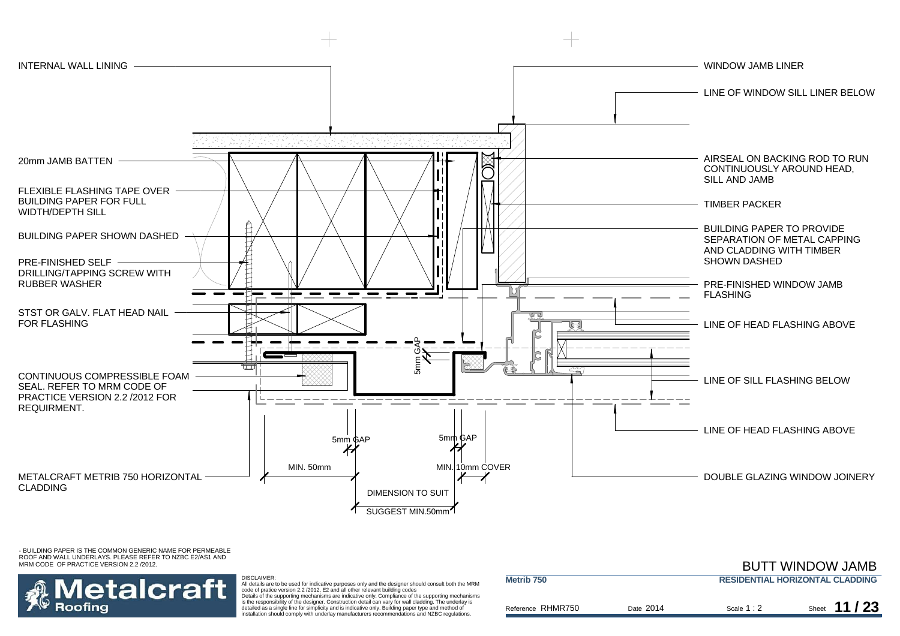INTERNAL WALL LINING

20mm JAMB BATTEN

FLEXIBLE FLASHING TAPE OVER BUILDING PAPER FOR FULL WIDTH/DEPTH SILL

BUILDING PAPER SHOWN DASHED

PRE-FINISHED SELF DRILLING/TAPPING SCREW WITH RUBBER WASHER

STST OR GALV. FLAT HEAD NAIL FOR FLASHING

CONTINUOUS COMPRESSIBLE FOAM SEAL. REFER TO MRM CODE OF PRACTICE VERSION 2.2 /2012 FOR REQUIRMENT.

METALCRAFT METRIB 750 HORIZONTAL CLADDING

WINDOW JAMB LINER

LINE OF WINDOW SILL LINER BELOW

AIRSEAL ON BACKING ROD TO RUN CONTINUOUSLY AROUND HEAD, SILL AND JAMB

TIMBER PACKER

BUILDING PAPER TO PROVIDE SEPARATION OF METAL CAPPING AND CLADDING WITH TIMBER SHOWN DASHED

PRE-FINISHED WINDOW JAMB FLASHING

LINE OF HEAD FLASHING ABOVE

LINE OF SILL FLASHING BELOW

LINE OF HEAD FLASHING ABOVE

DOUBLE GLAZING WINDOW JOINERY

5mm GAP

5mm GAP

5mm GAP

MIN. 50mm

MIN. 10mm COVER

DIMENSION TO SUIT

SUGGEST MIN.50mm

- BUILDING PAPER IS THE COMMON GENERIC NAME FOR PERMEABLE ROOF AND WALL UNDERLAYS. PLEASE REFER TO NZBC E2/AS1 AND MRM CODE OF PRACTICE VERSION 2.2 /2012.

# BUTT WINDOW JAMB

Metalcraft Roofing

DISCLAIMER:
All details are to be used for indicative purposes only and the designer should consult both the MRM code of pratice version 2.2 /2012, E2 and all other relevant building codes
Details of the supporting mechanisms are indicative only. Compliance of the supporting mechanisms is the responsibility of the designer. Construction detail can vary for wall cladding. The underlay is detailed as a single line for simplicity and is indicative only. Building paper type and method of installation should comply with underlay manufacturers recommendations and NZBC regulations.

| Metrib 750 | | RESIDENTIAL HORIZONTAL CLADDING | |
|---|---|---|---|
| Reference RHMR750 | Date 2014 | Scale 1 : 2 | Sheet 11 / 23 |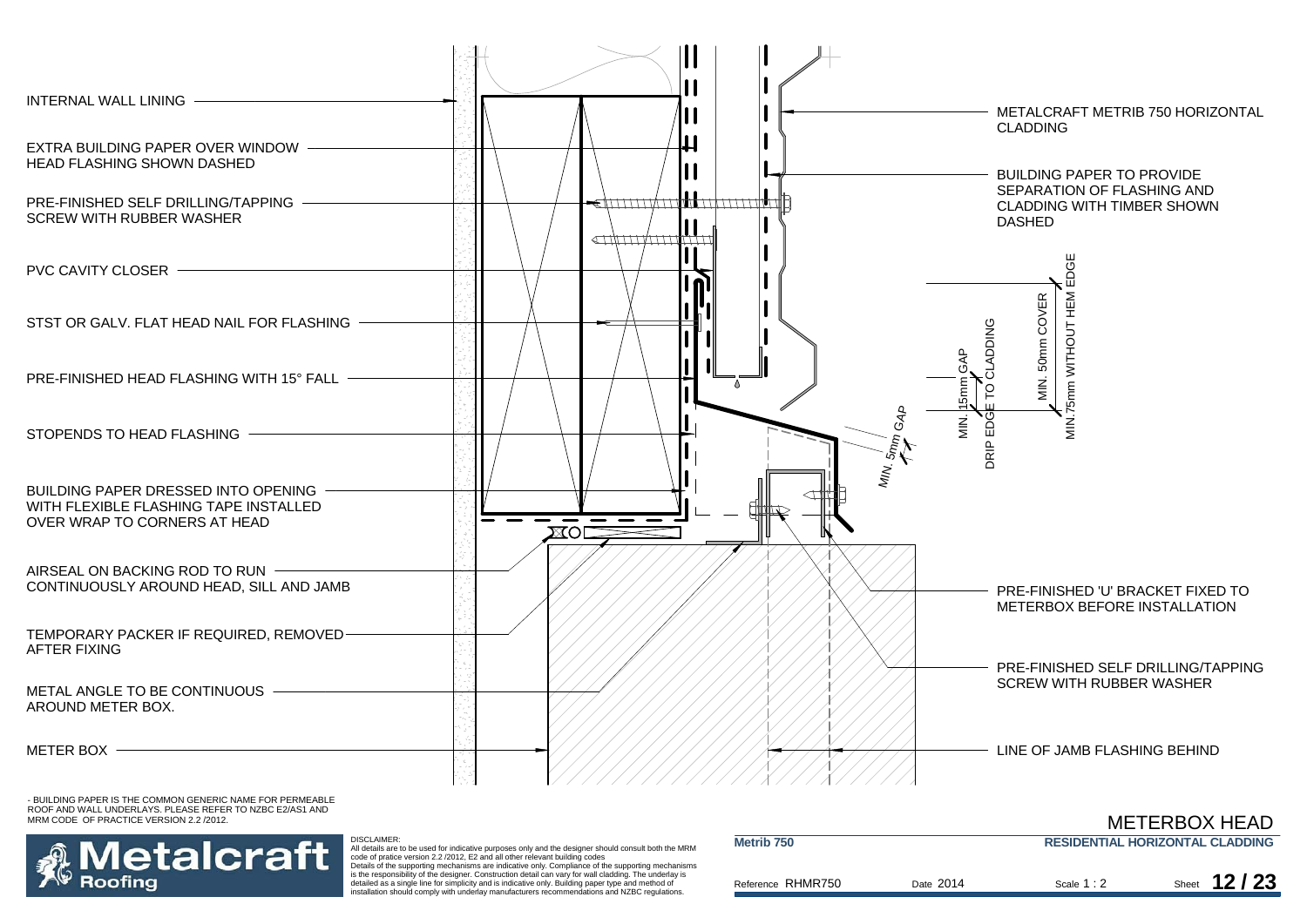INTERNAL WALL LINING

EXTRA BUILDING PAPER OVER WINDOW HEAD FLASHING SHOWN DASHED

PRE-FINISHED SELF DRILLING/TAPPING SCREW WITH RUBBER WASHER

PVC CAVITY CLOSER

STST OR GALV. FLAT HEAD NAIL FOR FLASHING

PRE-FINISHED HEAD FLASHING WITH 15° FALL

STOPENDS TO HEAD FLASHING

BUILDING PAPER DRESSED INTO OPENING WITH FLEXIBLE FLASHING TAPE INSTALLED OVER WRAP TO CORNERS AT HEAD

AIRSEAL ON BACKING ROD TO RUN CONTINUOUSLY AROUND HEAD, SILL AND JAMB

TEMPORARY PACKER IF REQUIRED, REMOVED AFTER FIXING

METAL ANGLE TO BE CONTINUOUS AROUND METER BOX.

METER BOX

METALCRAFT METRIB 750 HORIZONTAL CLADDING

BUILDING PAPER TO PROVIDE SEPARATION OF FLASHING AND CLADDING WITH TIMBER SHOWN DASHED

MIN. 5mm GAP

MIN. 15mm GAP

DRIP EDGE TO CLADDING

MIN. 50mm COVER

MIN.75mm WITHOUT HEM EDGE

PRE-FINISHED 'U' BRACKET FIXED TO METERBOX BEFORE INSTALLATION

PRE-FINISHED SELF DRILLING/TAPPING SCREW WITH RUBBER WASHER

LINE OF JAMB FLASHING BEHIND

- BUILDING PAPER IS THE COMMON GENERIC NAME FOR PERMEABLE ROOF AND WALL UNDERLAYS. PLEASE REFER TO NZBC E2/AS1 AND MRM CODE OF PRACTICE VERSION 2.2 /2012.

DISCLAIMER:
All details are to be used for indicative purposes only and the designer should consult both the MRM code of pratice version 2.2 /2012, E2 and all other relevant building codes
Details of the supporting mechanisms are indicative only. Compliance of the supporting mechanisms is the responsibility of the designer. Construction detail can vary for wall cladding. The underlay is detailed as a single line for simplicity and is indicative only. Building paper type and method of installation should comply with underlay manufacturers recommendations and NZBC regulations.

# METERBOX HEAD

**Metrib 750** | **RESIDENTIAL HORIZONTAL CLADDING**

Reference RHMR750 | Date 2014 | Scale 1 : 2 | Sheet **12 / 23**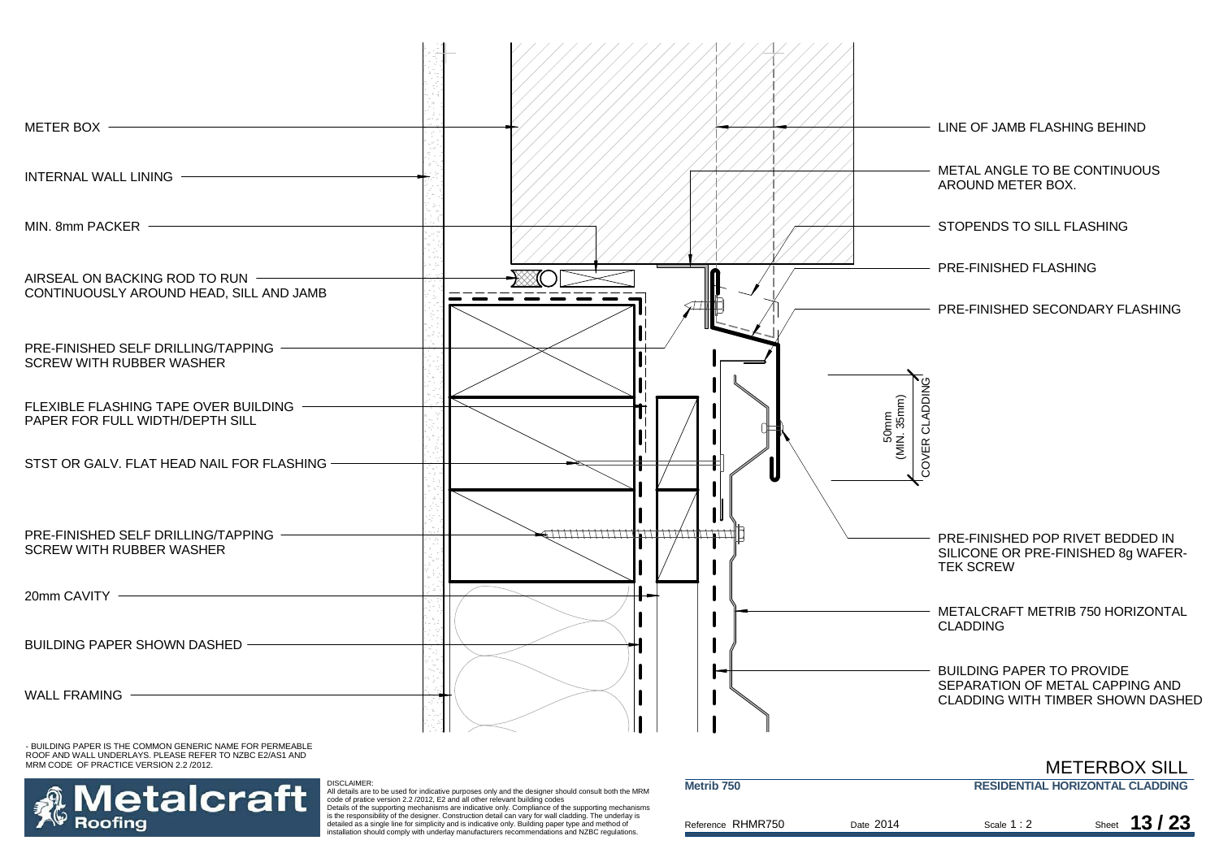METER BOX

INTERNAL WALL LINING

MIN. 8mm PACKER

AIRSEAL ON BACKING ROD TO RUN CONTINUOUSLY AROUND HEAD, SILL AND JAMB

PRE-FINISHED SELF DRILLING/TAPPING SCREW WITH RUBBER WASHER

FLEXIBLE FLASHING TAPE OVER BUILDING PAPER FOR FULL WIDTH/DEPTH SILL

STST OR GALV. FLAT HEAD NAIL FOR FLASHING

PRE-FINISHED SELF DRILLING/TAPPING SCREW WITH RUBBER WASHER

20mm CAVITY

BUILDING PAPER SHOWN DASHED

WALL FRAMING

LINE OF JAMB FLASHING BEHIND

METAL ANGLE TO BE CONTINUOUS AROUND METER BOX.

STOPENDS TO SILL FLASHING

PRE-FINISHED FLASHING

PRE-FINISHED SECONDARY FLASHING

50mm (MIN. 35mm) COVER CLADDING

PRE-FINISHED POP RIVET BEDDED IN SILICONE OR PRE-FINISHED 8g WAFER-TEK SCREW

METALCRAFT METRIB 750 HORIZONTAL CLADDING

BUILDING PAPER TO PROVIDE SEPARATION OF METAL CAPPING AND CLADDING WITH TIMBER SHOWN DASHED

- BUILDING PAPER IS THE COMMON GENERIC NAME FOR PERMEABLE ROOF AND WALL UNDERLAYS. PLEASE REFER TO NZBC E2/AS1 AND MRM CODE OF PRACTICE VERSION 2.2 /2012.

# METERBOX SILL

DISCLAIMER:
All details are to be used for indicative purposes only and the designer should consult both the MRM code of pratice version 2.2 /2012, E2 and all other relevant building codes
Details of the supporting mechanisms are indicative only. Compliance of the supporting mechanisms is the responsibility of the designer. Construction detail can vary for wall cladding. The underlay is detailed as a single line for simplicity and is indicative only. Building paper type and method of installation should comply with underlay manufacturers recommendations and NZBC regulations.

**Metrib 750** | **RESIDENTIAL HORIZONTAL CLADDING**

Reference RHMR750 | Date 2014 | Scale 1 : 2 | Sheet 13 / 23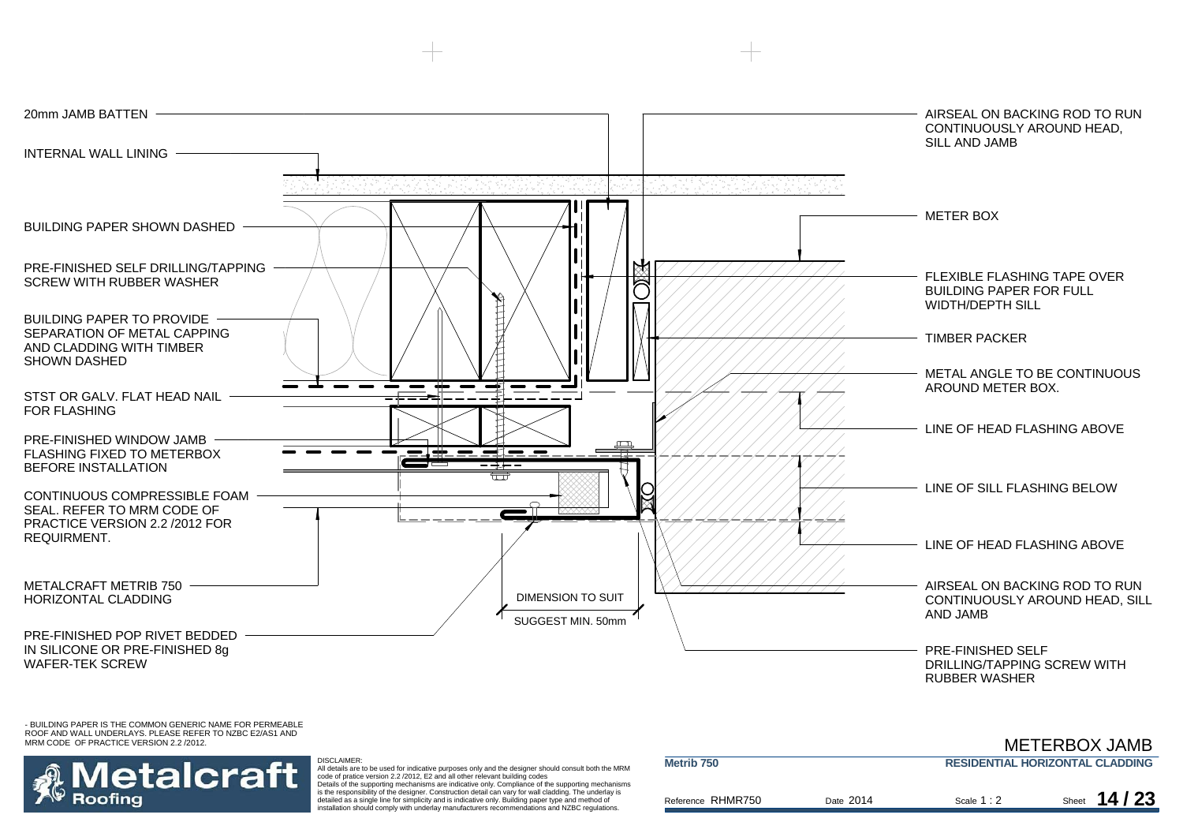20mm JAMB BATTEN

INTERNAL WALL LINING

BUILDING PAPER SHOWN DASHED

PRE-FINISHED SELF DRILLING/TAPPING SCREW WITH RUBBER WASHER

BUILDING PAPER TO PROVIDE SEPARATION OF METAL CAPPING AND CLADDING WITH TIMBER SHOWN DASHED

STST OR GALV. FLAT HEAD NAIL FOR FLASHING

PRE-FINISHED WINDOW JAMB FLASHING FIXED TO METERBOX BEFORE INSTALLATION

CONTINUOUS COMPRESSIBLE FOAM SEAL. REFER TO MRM CODE OF PRACTICE VERSION 2.2 /2012 FOR REQUIRMENT.

METALCRAFT METRIB 750 HORIZONTAL CLADDING

PRE-FINISHED POP RIVET BEDDED IN SILICONE OR PRE-FINISHED 8g WAFER-TEK SCREW

DIMENSION TO SUIT

SUGGEST MIN. 50mm

AIRSEAL ON BACKING ROD TO RUN CONTINUOUSLY AROUND HEAD, SILL AND JAMB

METER BOX

FLEXIBLE FLASHING TAPE OVER BUILDING PAPER FOR FULL WIDTH/DEPTH SILL

TIMBER PACKER

METAL ANGLE TO BE CONTINUOUS AROUND METER BOX.

LINE OF HEAD FLASHING ABOVE

LINE OF SILL FLASHING BELOW

LINE OF HEAD FLASHING ABOVE

AIRSEAL ON BACKING ROD TO RUN CONTINUOUSLY AROUND HEAD, SILL AND JAMB

PRE-FINISHED SELF DRILLING/TAPPING SCREW WITH RUBBER WASHER

- BUILDING PAPER IS THE COMMON GENERIC NAME FOR PERMEABLE ROOF AND WALL UNDERLAYS. PLEASE REFER TO NZBC E2/AS1 AND MRM CODE OF PRACTICE VERSION 2.2 /2012.

# METERBOX JAMB

DISCLAIMER:
All details are to be used for indicative purposes only and the designer should consult both the MRM code of pratice version 2.2 /2012, E2 and all other relevant building codes
Details of the supporting mechanisms are indicative only. Compliance of the supporting mechanisms is the responsibility of the designer. Construction detail can vary for wall cladding. The underlay is detailed as a single line for simplicity and is indicative only. Building paper type and method of installation should comply with underlay manufacturers recommendations and NZBC regulations.

**Metrib 750** — **RESIDENTIAL HORIZONTAL CLADDING**

Reference RHMR750 | Date 2014 | Scale 1 : 2 | Sheet **14 / 23**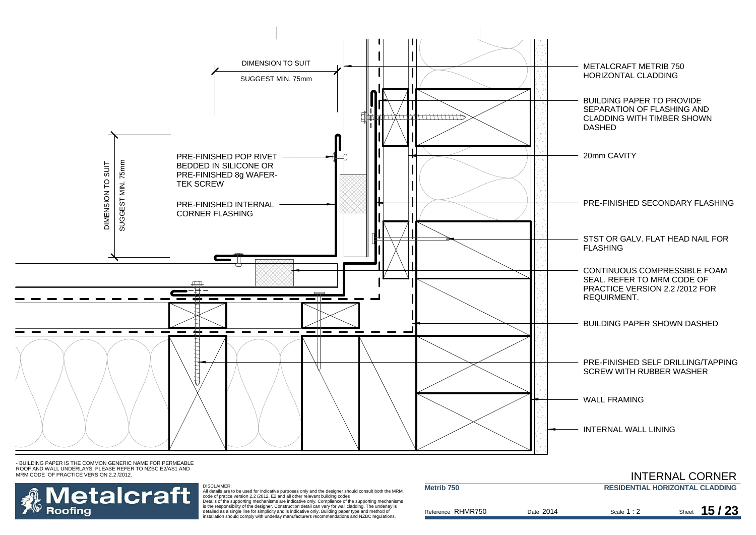DIMENSION TO SUIT

SUGGEST MIN. 75mm

DIMENSION TO SUIT

SUGGEST MIN. 75mm

PRE-FINISHED POP RIVET BEDDED IN SILICONE OR PRE-FINISHED 8g WAFER-TEK SCREW

PRE-FINISHED INTERNAL CORNER FLASHING

METALCRAFT METRIB 750 HORIZONTAL CLADDING

BUILDING PAPER TO PROVIDE SEPARATION OF FLASHING AND CLADDING WITH TIMBER SHOWN DASHED

20mm CAVITY

PRE-FINISHED SECONDARY FLASHING

STST OR GALV. FLAT HEAD NAIL FOR FLASHING

CONTINUOUS COMPRESSIBLE FOAM SEAL. REFER TO MRM CODE OF PRACTICE VERSION 2.2 /2012 FOR REQUIRMENT.

BUILDING PAPER SHOWN DASHED

PRE-FINISHED SELF DRILLING/TAPPING SCREW WITH RUBBER WASHER

WALL FRAMING

INTERNAL WALL LINING

- BUILDING PAPER IS THE COMMON GENERIC NAME FOR PERMEABLE ROOF AND WALL UNDERLAYS. PLEASE REFER TO NZBC E2/AS1 AND MRM CODE OF PRACTICE VERSION 2.2 /2012.

# INTERNAL CORNER

Metalcraft Roofing

DISCLAIMER:
All details are to be used for indicative purposes only and the designer should consult both the MRM code of pratice version 2.2 /2012, E2 and all other relevant building codes
Details of the supporting mechanisms are indicative only. Compliance of the supporting mechanisms is the responsibility of the designer. Construction detail can vary for wall cladding. The underlay is detailed as a single line for simplicity and is indicative only. Building paper type and method of installation should comply with underlay manufacturers recommendations and NZBC regulations.

**Metrib 750** — **RESIDENTIAL HORIZONTAL CLADDING**

| Reference RHMR750 | Date 2014 | Scale 1 : 2 | Sheet 15 / 23 |
|---|---|---|---|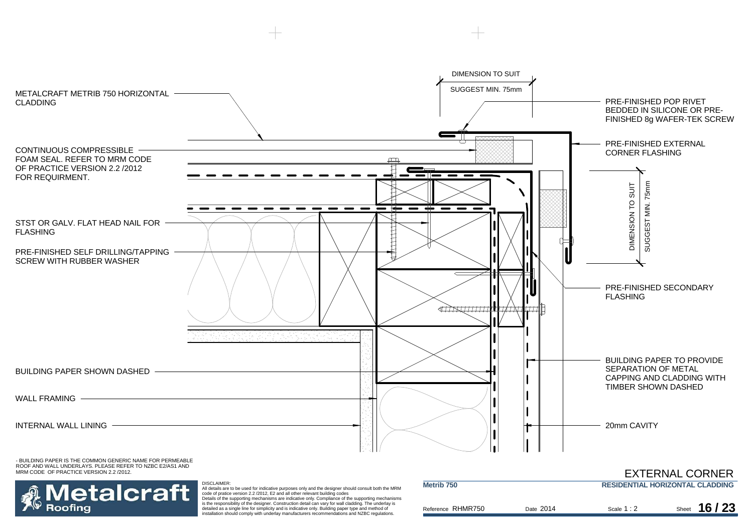METALCRAFT METRIB 750 HORIZONTAL CLADDING

CONTINUOUS COMPRESSIBLE FOAM SEAL. REFER TO MRM CODE OF PRACTICE VERSION 2.2 /2012 FOR REQUIRMENT.

STST OR GALV. FLAT HEAD NAIL FOR FLASHING

PRE-FINISHED SELF DRILLING/TAPPING SCREW WITH RUBBER WASHER

BUILDING PAPER SHOWN DASHED

WALL FRAMING

INTERNAL WALL LINING

DIMENSION TO SUIT

SUGGEST MIN. 75mm

PRE-FINISHED POP RIVET BEDDED IN SILICONE OR PRE-FINISHED 8g WAFER-TEK SCREW

PRE-FINISHED EXTERNAL CORNER FLASHING

DIMENSION TO SUIT

SUGGEST MIN. 75mm

PRE-FINISHED SECONDARY FLASHING

BUILDING PAPER TO PROVIDE SEPARATION OF METAL CAPPING AND CLADDING WITH TIMBER SHOWN DASHED

20mm CAVITY

- BUILDING PAPER IS THE COMMON GENERIC NAME FOR PERMEABLE ROOF AND WALL UNDERLAYS. PLEASE REFER TO NZBC E2/AS1 AND MRM CODE OF PRACTICE VERSION 2.2 /2012.

# EXTERNAL CORNER

Metalcraft Roofing

DISCLAIMER:
All details are to be used for indicative purposes only and the designer should consult both the MRM code of pratice version 2.2 /2012, E2 and all other relevant building codes
Details of the supporting mechanisms are indicative only. Compliance of the supporting mechanisms is the responsibility of the designer. Construction detail can vary for wall cladding. The underlay is detailed as a single line for simplicity and is indicative only. Building paper type and method of installation should comply with underlay manufacturers recommendations and NZBC regulations.

**Metrib 750** | **RESIDENTIAL HORIZONTAL CLADDING**

Reference RHMR750 | Date 2014 | Scale 1 : 2 | Sheet **16 / 23**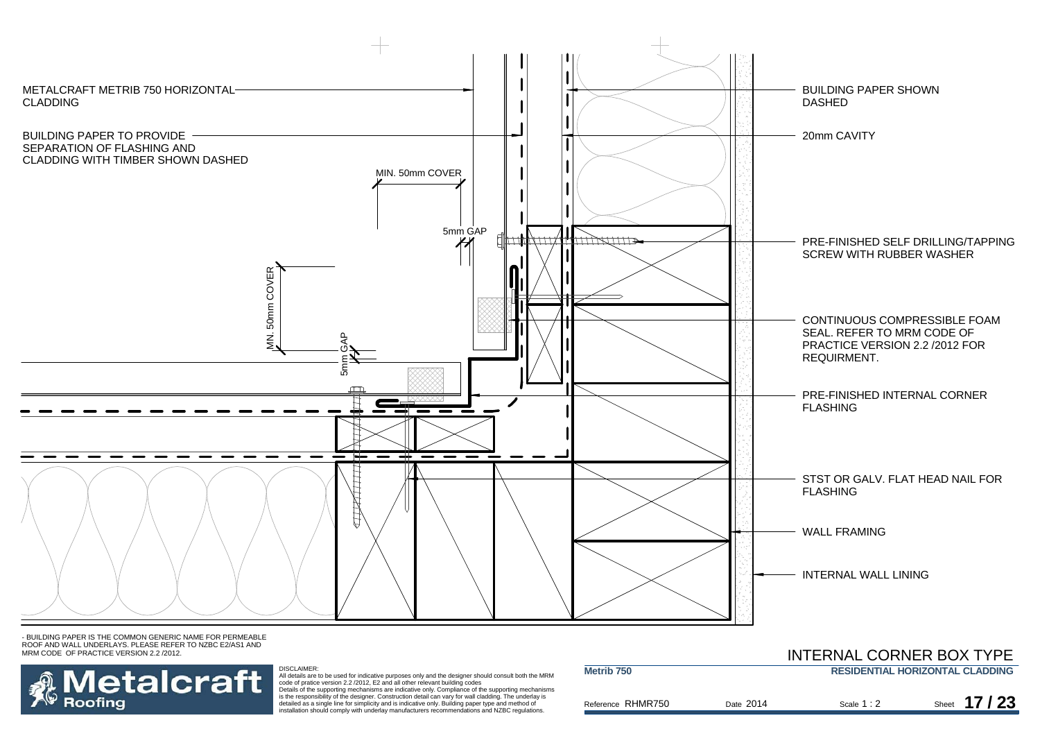METALCRAFT METRIB 750 HORIZONTAL CLADDING

BUILDING PAPER TO PROVIDE SEPARATION OF FLASHING AND CLADDING WITH TIMBER SHOWN DASHED

MIN. 50mm COVER

5mm GAP

MIN. 50mm COVER

5mm GAP

BUILDING PAPER SHOWN DASHED

20mm CAVITY

PRE-FINISHED SELF DRILLING/TAPPING SCREW WITH RUBBER WASHER

CONTINUOUS COMPRESSIBLE FOAM SEAL. REFER TO MRM CODE OF PRACTICE VERSION 2.2 /2012 FOR REQUIRMENT.

PRE-FINISHED INTERNAL CORNER FLASHING

STST OR GALV. FLAT HEAD NAIL FOR FLASHING

WALL FRAMING

INTERNAL WALL LINING

- BUILDING PAPER IS THE COMMON GENERIC NAME FOR PERMEABLE ROOF AND WALL UNDERLAYS. PLEASE REFER TO NZBC E2/AS1 AND MRM CODE OF PRACTICE VERSION 2.2 /2012.

# INTERNAL CORNER BOX TYPE

DISCLAIMER:
All details are to be used for indicative purposes only and the designer should consult both the MRM code of pratice version 2.2 /2012, E2 and all other relevant building codes
Details of the supporting mechanisms are indicative only. Compliance of the supporting mechanisms is the responsibility of the designer. Construction detail can vary for wall cladding. The underlay is detailed as a single line for simplicity and is indicative only. Building paper type and method of installation should comply with underlay manufacturers recommendations and NZBC regulations.

**Metrib 750** | **RESIDENTIAL HORIZONTAL CLADDING**

Reference RHMR750 | Date 2014 | Scale 1 : 2 | Sheet **17 / 23**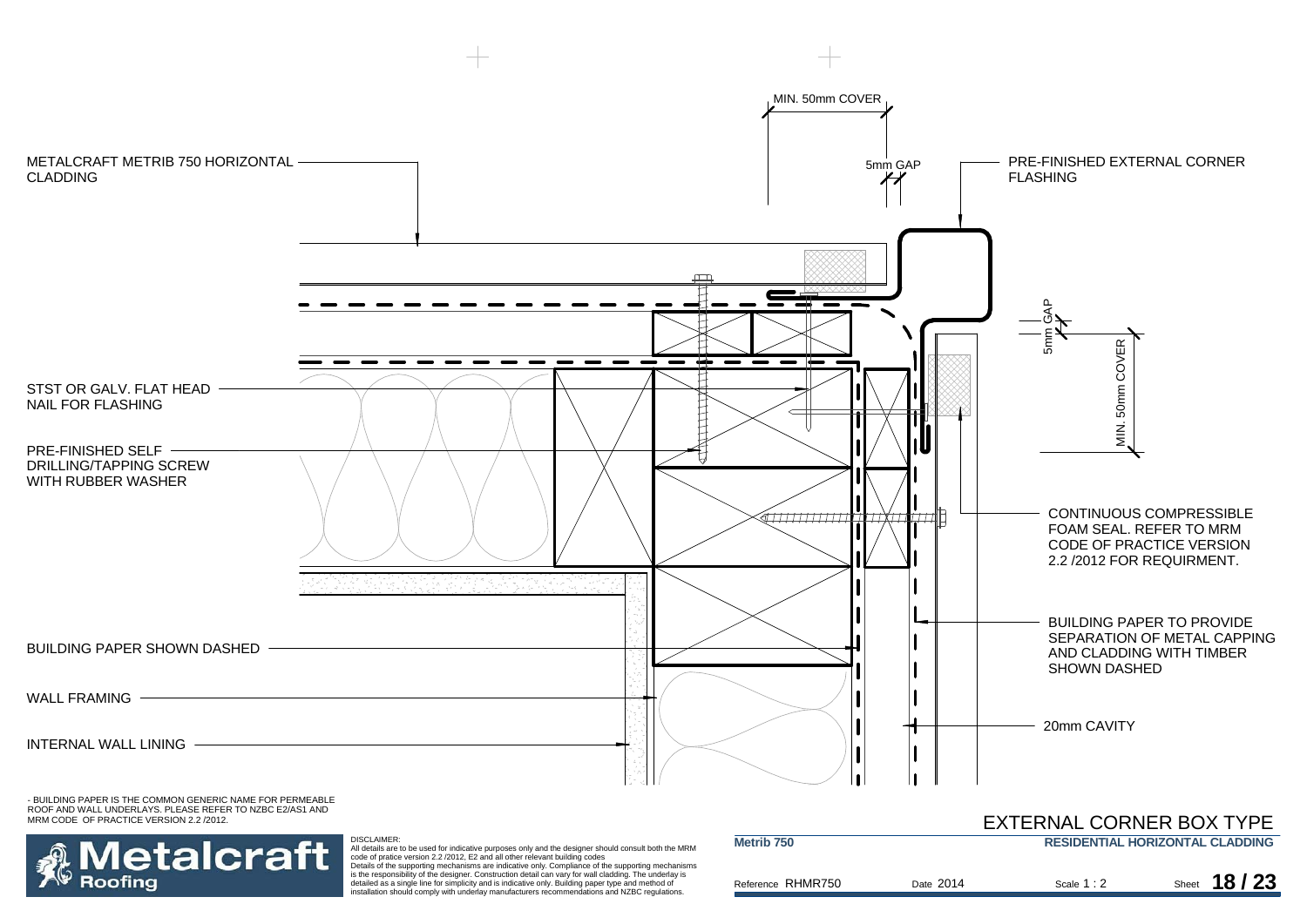METALCRAFT METRIB 750 HORIZONTAL CLADDING

MIN. 50mm COVER

5mm GAP

PRE-FINISHED EXTERNAL CORNER FLASHING

5mm GAP

MIN. 50mm COVER

STST OR GALV. FLAT HEAD NAIL FOR FLASHING

PRE-FINISHED SELF DRILLING/TAPPING SCREW WITH RUBBER WASHER

CONTINUOUS COMPRESSIBLE FOAM SEAL. REFER TO MRM CODE OF PRACTICE VERSION 2.2 /2012 FOR REQUIRMENT.

BUILDING PAPER TO PROVIDE SEPARATION OF METAL CAPPING AND CLADDING WITH TIMBER SHOWN DASHED

BUILDING PAPER SHOWN DASHED

WALL FRAMING

20mm CAVITY

INTERNAL WALL LINING

- BUILDING PAPER IS THE COMMON GENERIC NAME FOR PERMEABLE ROOF AND WALL UNDERLAYS. PLEASE REFER TO NZBC E2/AS1 AND MRM CODE OF PRACTICE VERSION 2.2 /2012.

# EXTERNAL CORNER BOX TYPE

DISCLAIMER:
All details are to be used for indicative purposes only and the designer should consult both the MRM code of pratice version 2.2 /2012, E2 and all other relevant building codes
Details of the supporting mechanisms are indicative only. Compliance of the supporting mechanisms is the responsibility of the designer. Construction detail can vary for wall cladding. The underlay is detailed as a single line for simplicity and is indicative only. Building paper type and method of installation should comply with underlay manufacturers recommendations and NZBC regulations.

**Metrib 750** | **RESIDENTIAL HORIZONTAL CLADDING**

Reference RHMR750 | Date 2014 | Scale 1 : 2 | Sheet **18 / 23**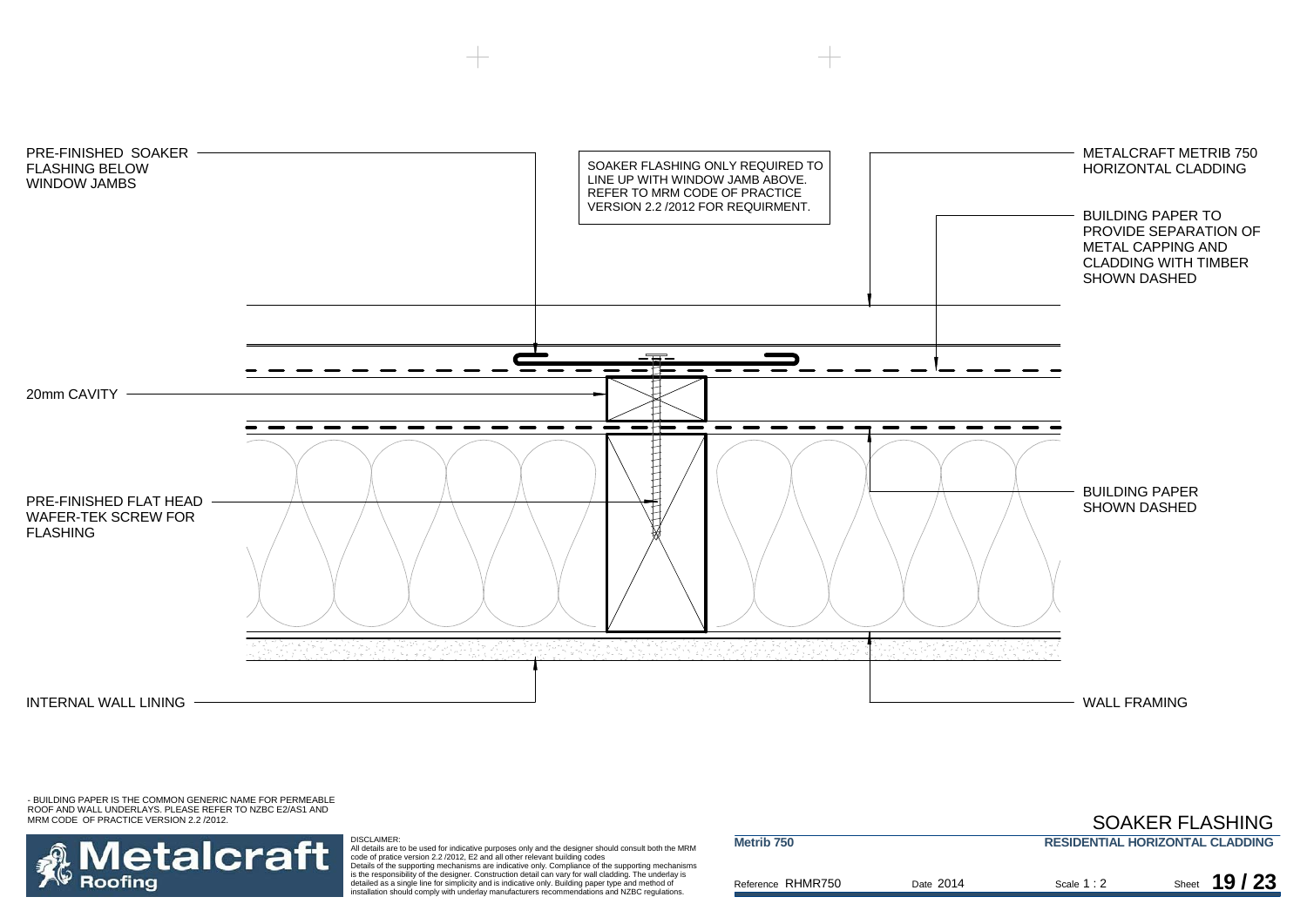PRE-FINISHED SOAKER FLASHING BELOW WINDOW JAMBS

SOAKER FLASHING ONLY REQUIRED TO LINE UP WITH WINDOW JAMB ABOVE. REFER TO MRM CODE OF PRACTICE VERSION 2.2 /2012 FOR REQUIRMENT.

METALCRAFT METRIB 750 HORIZONTAL CLADDING

BUILDING PAPER TO PROVIDE SEPARATION OF METAL CAPPING AND CLADDING WITH TIMBER SHOWN DASHED

20mm CAVITY

PRE-FINISHED FLAT HEAD WAFER-TEK SCREW FOR FLASHING

BUILDING PAPER SHOWN DASHED

INTERNAL WALL LINING

WALL FRAMING

- BUILDING PAPER IS THE COMMON GENERIC NAME FOR PERMEABLE ROOF AND WALL UNDERLAYS. PLEASE REFER TO NZBC E2/AS1 AND MRM CODE OF PRACTICE VERSION 2.2 /2012.

Metalcraft Roofing

DISCLAIMER:
All details are to be used for indicative purposes only and the designer should consult both the MRM code of pratice version 2.2 /2012, E2 and all other relevant building codes
Details of the supporting mechanisms are indicative only. Compliance of the supporting mechanisms is the responsibility of the designer. Construction detail can vary for wall cladding. The underlay is detailed as a single line for simplicity and is indicative only. Building paper type and method of installation should comply with underlay manufacturers recommendations and NZBC regulations.

## SOAKER FLASHING

**Metrib 750** — **RESIDENTIAL HORIZONTAL CLADDING**

Reference RHMR750 | Date 2014 | Scale 1 : 2 | Sheet **19 / 23**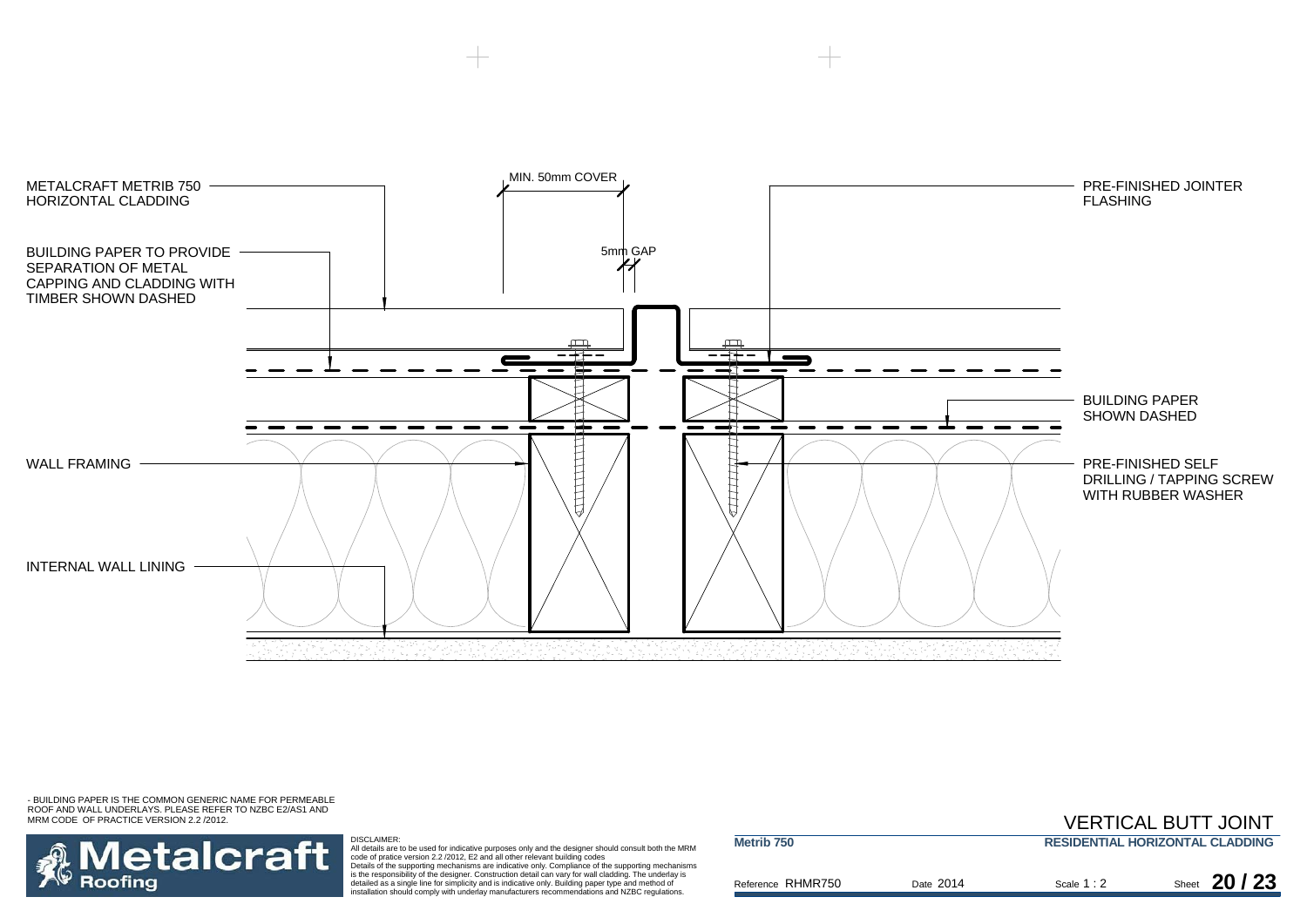METALCRAFT METRIB 750 HORIZONTAL CLADDING

BUILDING PAPER TO PROVIDE SEPARATION OF METAL CAPPING AND CLADDING WITH TIMBER SHOWN DASHED

MIN. 50mm COVER

5mm GAP

PRE-FINISHED JOINTER FLASHING

BUILDING PAPER SHOWN DASHED

WALL FRAMING

PRE-FINISHED SELF DRILLING / TAPPING SCREW WITH RUBBER WASHER

INTERNAL WALL LINING

- BUILDING PAPER IS THE COMMON GENERIC NAME FOR PERMEABLE ROOF AND WALL UNDERLAYS. PLEASE REFER TO NZBC E2/AS1 AND MRM CODE OF PRACTICE VERSION 2.2 /2012.

Metalcraft Roofing

DISCLAIMER:
All details are to be used for indicative purposes only and the designer should consult both the MRM code of pratice version 2.2 /2012, E2 and all other relevant building codes
Details of the supporting mechanisms are indicative only. Compliance of the supporting mechanisms is the responsibility of the designer. Construction detail can vary for wall cladding. The underlay is detailed as a single line for simplicity and is indicative only. Building paper type and method of installation should comply with underlay manufacturers recommendations and NZBC regulations.

# VERTICAL BUTT JOINT

| **Metrib 750** | | **RESIDENTIAL HORIZONTAL CLADDING** | |
|---|---|---|---|
| Reference RHMR750 | Date 2014 | Scale 1 : 2 | Sheet **20 / 23** |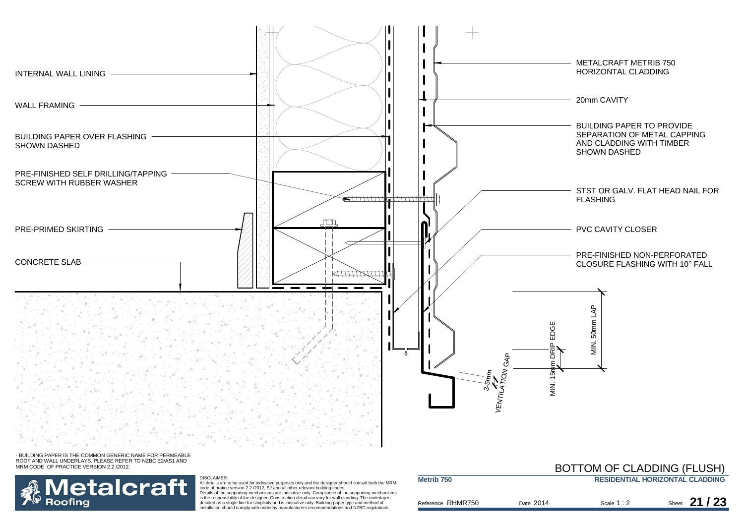INTERNAL WALL LINING

WALL FRAMING

BUILDING PAPER OVER FLASHING SHOWN DASHED

PRE-FINISHED SELF DRILLING/TAPPING SCREW WITH RUBBER WASHER

PRE-PRIMED SKIRTING

CONCRETE SLAB

METALCRAFT METRIB 750 HORIZONTAL CLADDING

20mm CAVITY

BUILDING PAPER TO PROVIDE SEPARATION OF METAL CAPPING AND CLADDING WITH TIMBER SHOWN DASHED

STST OR GALV. FLAT HEAD NAIL FOR FLASHING

PVC CAVITY CLOSER

PRE-FINISHED NON-PERFORATED CLOSURE FLASHING WITH 10° FALL

MIN. 50mm LAP

MIN. 15mm DRIP EDGE

3-5mm VENTILATION GAP

- BUILDING PAPER IS THE COMMON GENERIC NAME FOR PERMEABLE ROOF AND WALL UNDERLAYS. PLEASE REFER TO NZBC E2/AS1 AND MRM CODE OF PRACTICE VERSION 2.2 /2012.

# BOTTOM OF CLADDING (FLUSH)

**Metrib 750** — **RESIDENTIAL HORIZONTAL CLADDING**

Metalcraft Roofing

DISCLAIMER:
All details are to be used for indicative purposes only and the designer should consult both the MRM code of pratice version 2.2 /2012, E2 and all other relevant building codes
Details of the supporting mechanisms are indicative only. Compliance of the supporting mechanisms is the responsibility of the designer. Construction detail can vary for wall cladding. The underlay is detailed as a single line for simplicity and is indicative only. Building paper type and method of installation should comply with underlay manufacturers recommendations and NZBC regulations.

| Reference RHMR750 | Date 2014 | Scale 1 : 2 | Sheet 21 / 23 |
|---|---|---|---|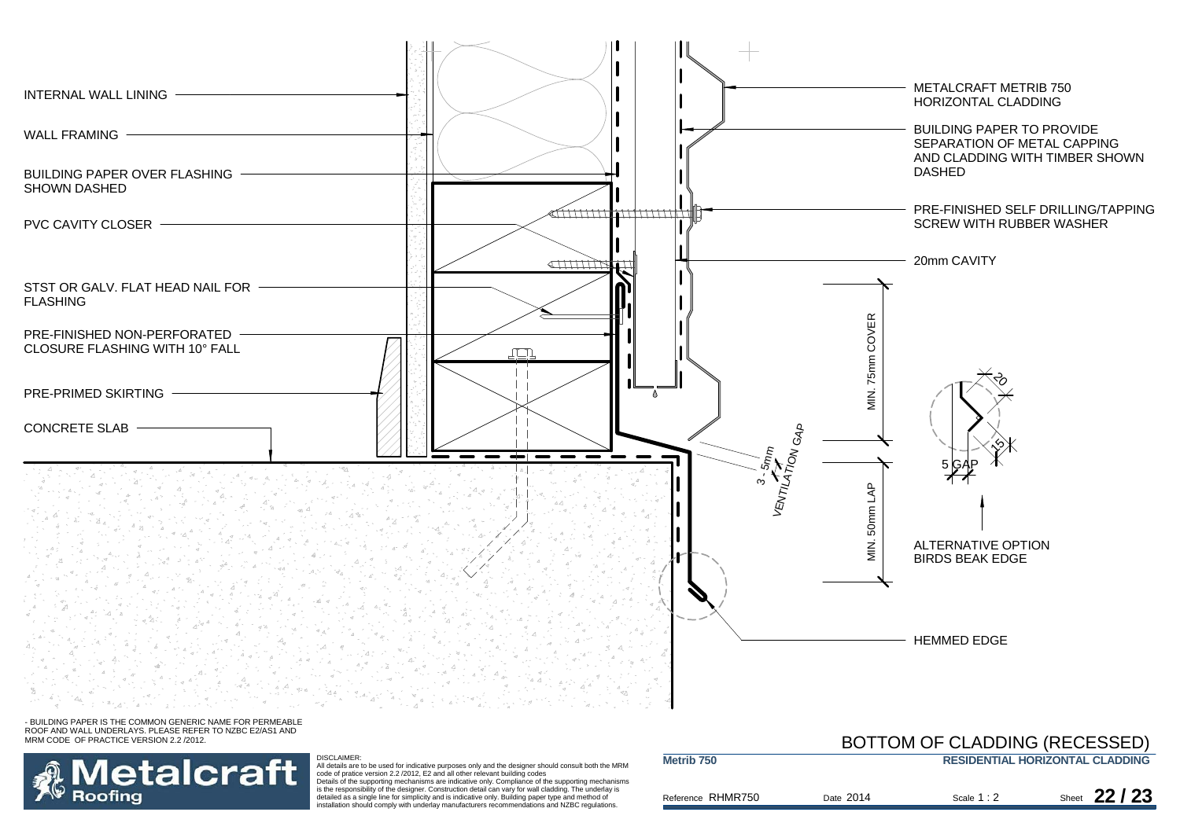INTERNAL WALL LINING

WALL FRAMING

BUILDING PAPER OVER FLASHING SHOWN DASHED

PVC CAVITY CLOSER

STST OR GALV. FLAT HEAD NAIL FOR FLASHING

PRE-FINISHED NON-PERFORATED CLOSURE FLASHING WITH 10° FALL

PRE-PRIMED SKIRTING

CONCRETE SLAB

METALCRAFT METRIB 750 HORIZONTAL CLADDING

BUILDING PAPER TO PROVIDE SEPARATION OF METAL CAPPING AND CLADDING WITH TIMBER SHOWN DASHED

PRE-FINISHED SELF DRILLING/TAPPING SCREW WITH RUBBER WASHER

20mm CAVITY

MIN. 75mm COVER

3 - 5mm VENTILATION GAP

MIN. 50mm LAP

20

15

5 GAP

ALTERNATIVE OPTION BIRDS BEAK EDGE

HEMMED EDGE

- BUILDING PAPER IS THE COMMON GENERIC NAME FOR PERMEABLE ROOF AND WALL UNDERLAYS. PLEASE REFER TO NZBC E2/AS1 AND MRM CODE OF PRACTICE VERSION 2.2 /2012.

# BOTTOM OF CLADDING (RECESSED)

**Metrib 750** | **RESIDENTIAL HORIZONTAL CLADDING**

Reference RHMR750 | Date 2014 | Scale 1 : 2 | Sheet 22 / 23

DISCLAIMER:
All details are to be used for indicative purposes only and the designer should consult both the MRM code of pratice version 2.2 /2012, E2 and all other relevant building codes
Details of the supporting mechanisms are indicative only. Compliance of the supporting mechanisms is the responsibility of the designer. Construction detail can vary for wall cladding. The underlay is detailed as a single line for simplicity and is indicative only. Building paper type and method of installation should comply with underlay manufacturers recommendations and NZBC regulations.

Metalcraft Roofing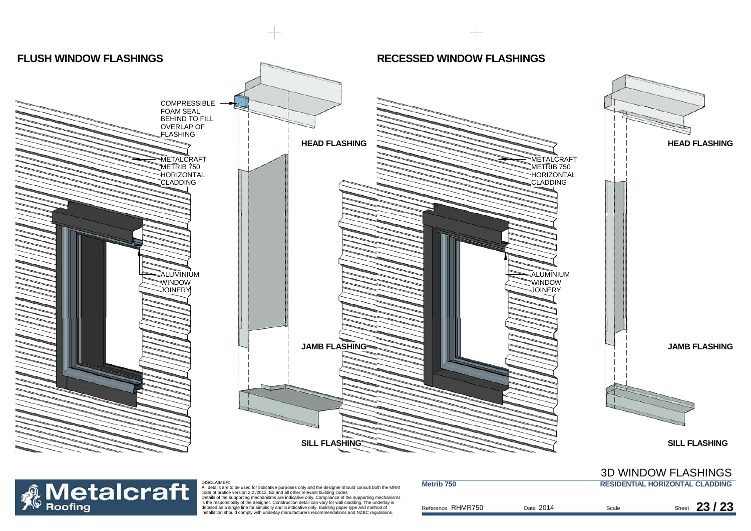## FLUSH WINDOW FLASHINGS

COMPRESSIBLE FOAM SEAL BEHIND TO FILL OVERLAP OF FLASHING

METALCRAFT METRIB 750 HORIZONTAL CLADDING

ALUMINIUM WINDOW JOINERY

HEAD FLASHING

JAMB FLASHING

SILL FLASHING

## RECESSED WINDOW FLASHINGS

METALCRAFT METRIB 750 HORIZONTAL CLADDING

ALUMINIUM WINDOW JOINERY

HEAD FLASHING

JAMB FLASHING

SILL FLASHING

Metalcraft Roofing

DISCLAIMER:
All details are to be used for indicative purposes only and the designer should consult both the MRM code of pratice version 2.2 /2012, E2 and all other relevant building codes
Details of the supporting mechanisms are indicative only. Compliance of the supporting mechanisms is the responsibility of the designer. Construction detail can vary for wall cladding. The underlay is detailed as a single line for simplicity and is indicative only. Building paper type and method of installation should comply with underlay manufacturers recommendations and NZBC regulations.

3D WINDOW FLASHINGS

**Metrib 750** — **RESIDENTIAL HORIZONTAL CLADDING**

Reference RHMR750 — Date 2014 — Scale — Sheet **23 / 23**